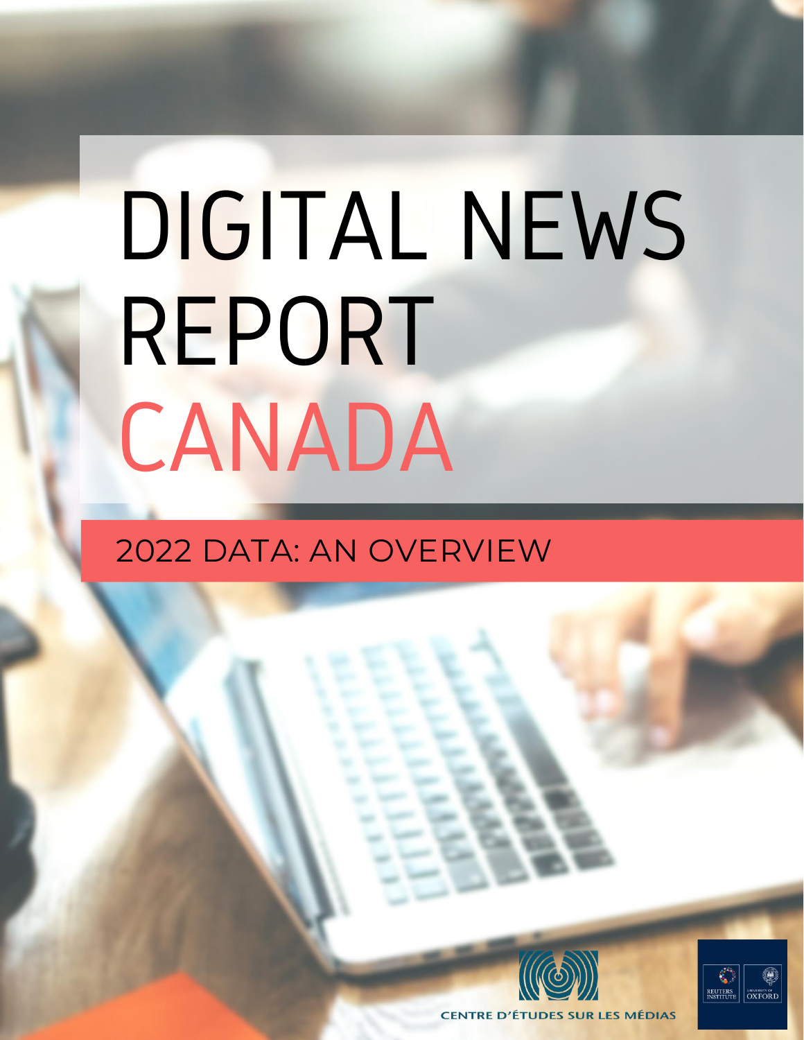# DIGITAL NEWS REPORT CANADA

## 2022 DATA: AN OVERVIEW

CENTRE D'ÉTUDES SUR LES MÉDIAS

REUTERS INSTITUTE | UNIVERSITY OF OXFORD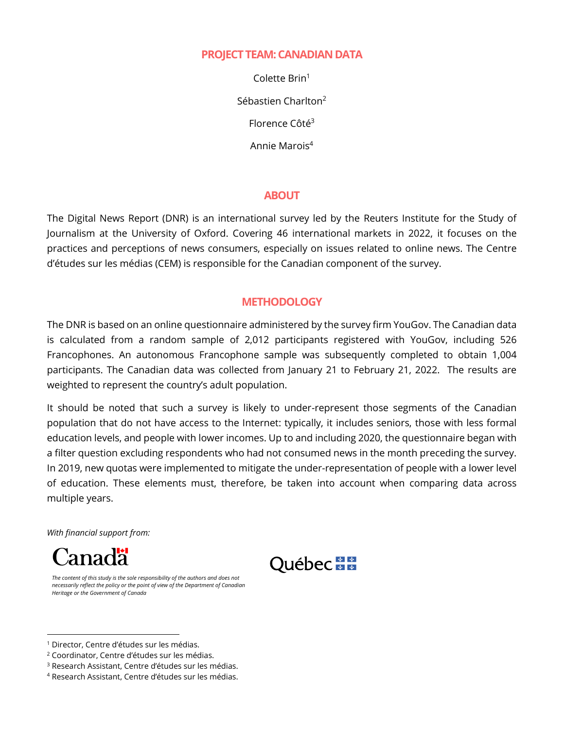## PROJECT TEAM: CANADIAN DATA

Colette Brin[1]

Sébastien Charlton[2]

Florence Côté[3]

Annie Marois[4]

## ABOUT

The Digital News Report (DNR) is an international survey led by the Reuters Institute for the Study of Journalism at the University of Oxford. Covering 46 international markets in 2022, it focuses on the practices and perceptions of news consumers, especially on issues related to online news. The Centre d'études sur les médias (CEM) is responsible for the Canadian component of the survey.

## METHODOLOGY

The DNR is based on an online questionnaire administered by the survey firm YouGov. The Canadian data is calculated from a random sample of 2,012 participants registered with YouGov, including 526 Francophones. An autonomous Francophone sample was subsequently completed to obtain 1,004 participants. The Canadian data was collected from January 21 to February 21, 2022. The results are weighted to represent the country's adult population.

It should be noted that such a survey is likely to under-represent those segments of the Canadian population that do not have access to the Internet: typically, it includes seniors, those with less formal education levels, and people with lower incomes. Up to and including 2020, the questionnaire began with a filter question excluding respondents who had not consumed news in the month preceding the survey. In 2019, new quotas were implemented to mitigate the under-representation of people with a lower level of education. These elements must, therefore, be taken into account when comparing data across multiple years.

*With financial support from:*

Canada

*The content of this study is the sole responsibility of the authors and does not necessarily reflect the policy or the point of view of the Department of Canadian Heritage or the Government of Canada*

Québec

---

[1] Director, Centre d'études sur les médias.

[2] Coordinator, Centre d'études sur les médias.

[3] Research Assistant, Centre d'études sur les médias.

[4] Research Assistant, Centre d'études sur les médias.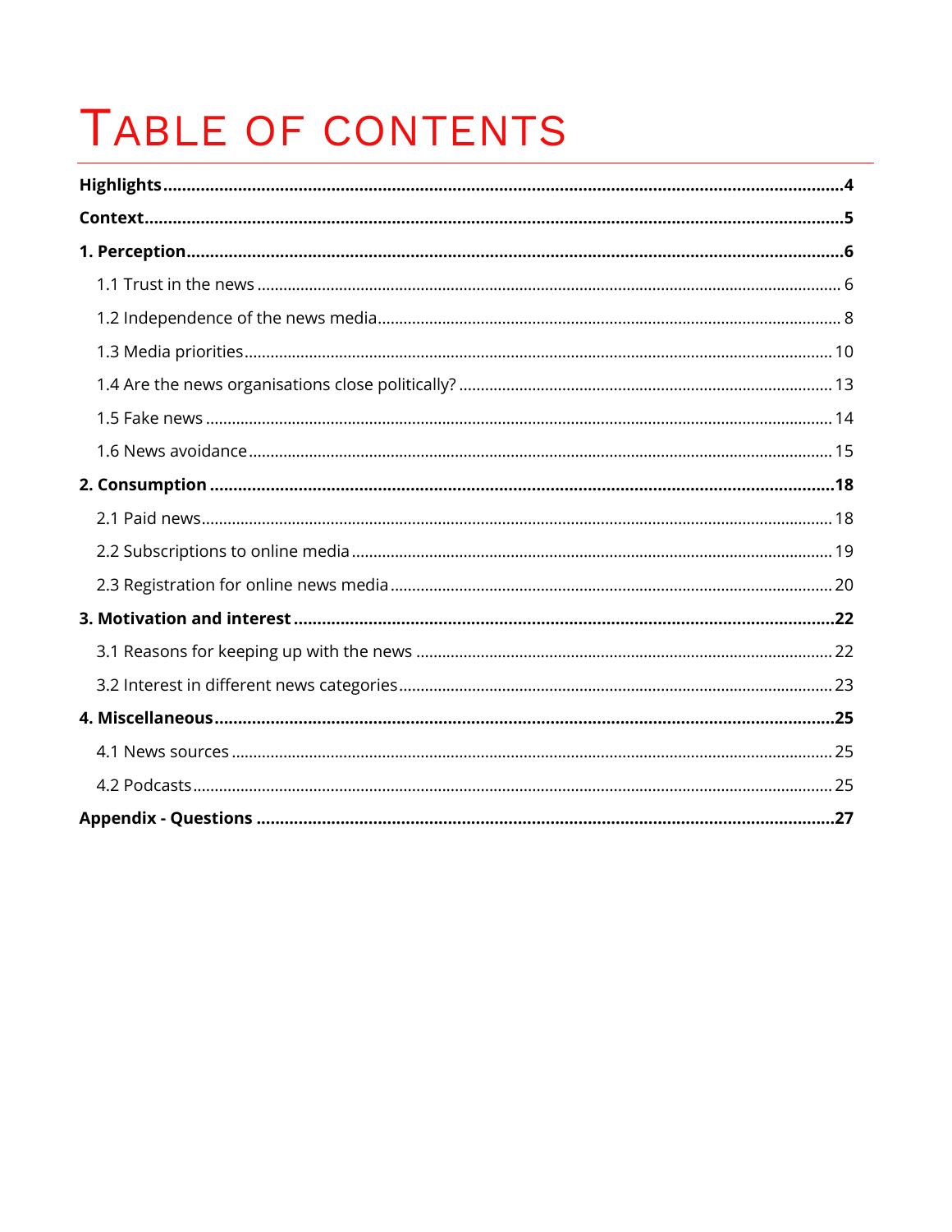# Table of contents

**Highlights** .......... **4**

**Context** .......... **5**

**1. Perception** .......... **6**

- 1.1 Trust in the news .......... 6
- 1.2 Independence of the news media .......... 8
- 1.3 Media priorities .......... 10
- 1.4 Are the news organisations close politically? .......... 13
- 1.5 Fake news .......... 14
- 1.6 News avoidance .......... 15

**2. Consumption** .......... **18**

- 2.1 Paid news .......... 18
- 2.2 Subscriptions to online media .......... 19
- 2.3 Registration for online news media .......... 20

**3. Motivation and interest** .......... **22**

- 3.1 Reasons for keeping up with the news .......... 22
- 3.2 Interest in different news categories .......... 23

**4. Miscellaneous** .......... **25**

- 4.1 News sources .......... 25
- 4.2 Podcasts .......... 25

**Appendix - Questions** .......... **27**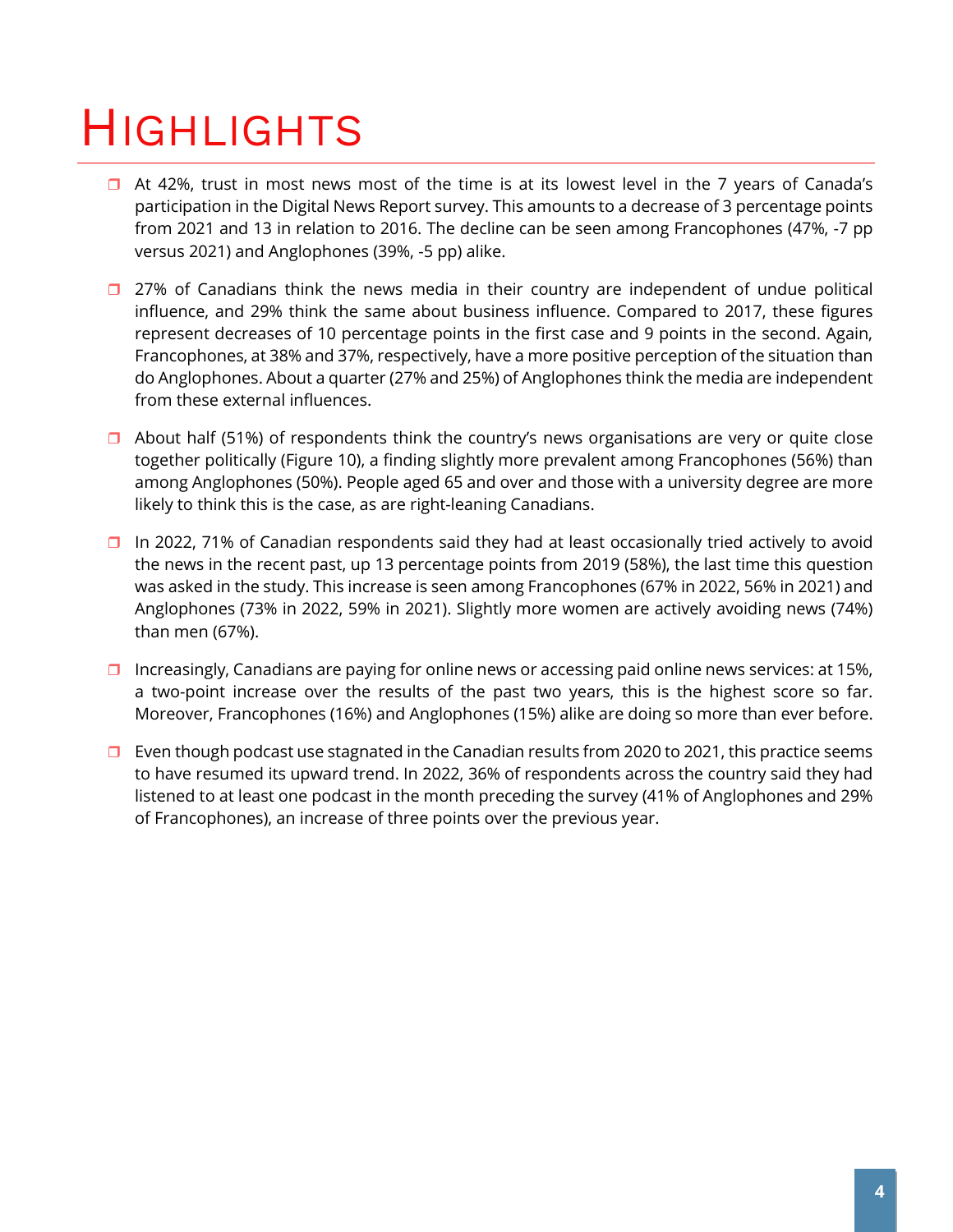# Highlights

- At 42%, trust in most news most of the time is at its lowest level in the 7 years of Canada's participation in the Digital News Report survey. This amounts to a decrease of 3 percentage points from 2021 and 13 in relation to 2016. The decline can be seen among Francophones (47%, -7 pp versus 2021) and Anglophones (39%, -5 pp) alike.

- 27% of Canadians think the news media in their country are independent of undue political influence, and 29% think the same about business influence. Compared to 2017, these figures represent decreases of 10 percentage points in the first case and 9 points in the second. Again, Francophones, at 38% and 37%, respectively, have a more positive perception of the situation than do Anglophones. About a quarter (27% and 25%) of Anglophones think the media are independent from these external influences.

- About half (51%) of respondents think the country's news organisations are very or quite close together politically (Figure 10), a finding slightly more prevalent among Francophones (56%) than among Anglophones (50%). People aged 65 and over and those with a university degree are more likely to think this is the case, as are right-leaning Canadians.

- In 2022, 71% of Canadian respondents said they had at least occasionally tried actively to avoid the news in the recent past, up 13 percentage points from 2019 (58%), the last time this question was asked in the study. This increase is seen among Francophones (67% in 2022, 56% in 2021) and Anglophones (73% in 2022, 59% in 2021). Slightly more women are actively avoiding news (74%) than men (67%).

- Increasingly, Canadians are paying for online news or accessing paid online news services: at 15%, a two-point increase over the results of the past two years, this is the highest score so far. Moreover, Francophones (16%) and Anglophones (15%) alike are doing so more than ever before.

- Even though podcast use stagnated in the Canadian results from 2020 to 2021, this practice seems to have resumed its upward trend. In 2022, 36% of respondents across the country said they had listened to at least one podcast in the month preceding the survey (41% of Anglophones and 29% of Francophones), an increase of three points over the previous year.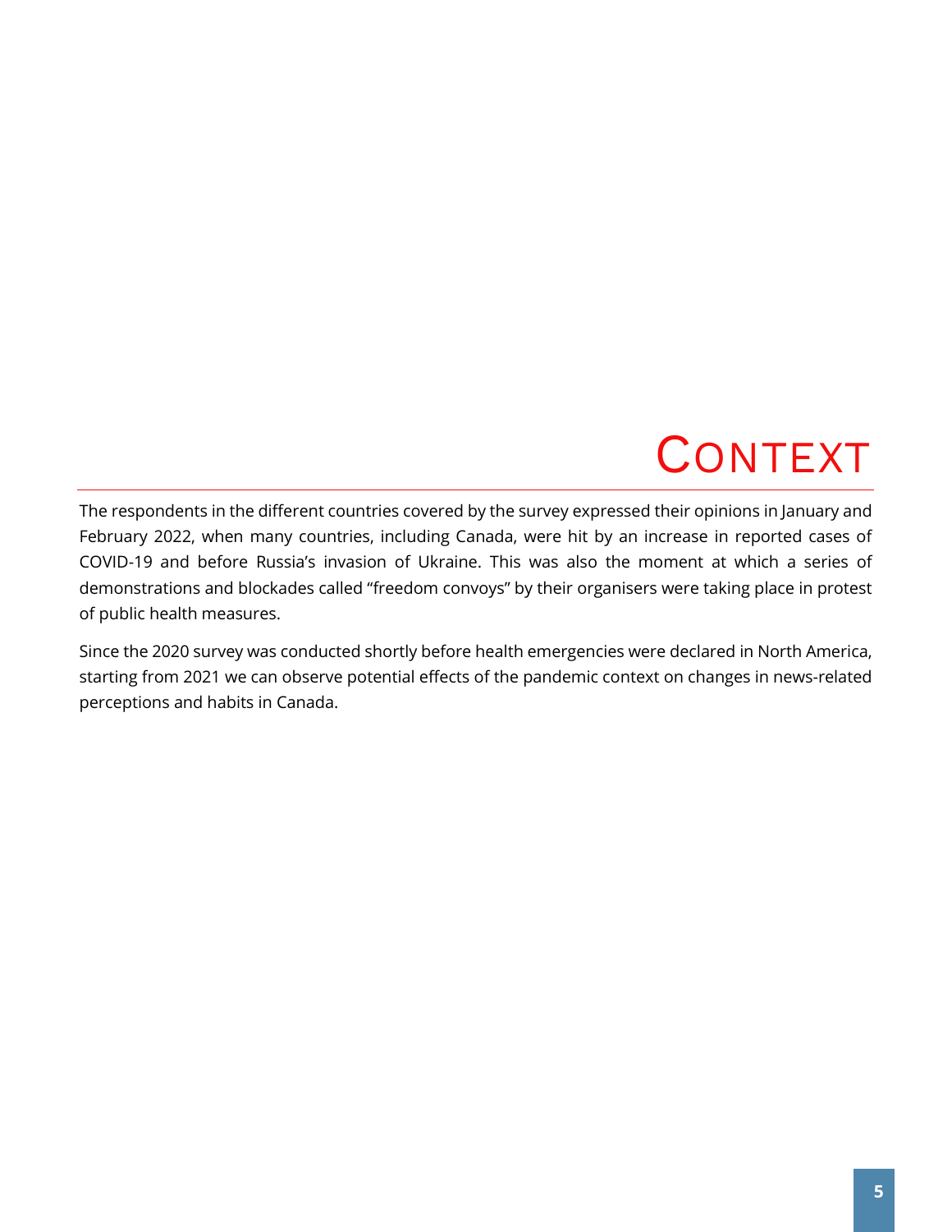# Context

The respondents in the different countries covered by the survey expressed their opinions in January and February 2022, when many countries, including Canada, were hit by an increase in reported cases of COVID-19 and before Russia's invasion of Ukraine. This was also the moment at which a series of demonstrations and blockades called "freedom convoys" by their organisers were taking place in protest of public health measures.

Since the 2020 survey was conducted shortly before health emergencies were declared in North America, starting from 2021 we can observe potential effects of the pandemic context on changes in news-related perceptions and habits in Canada.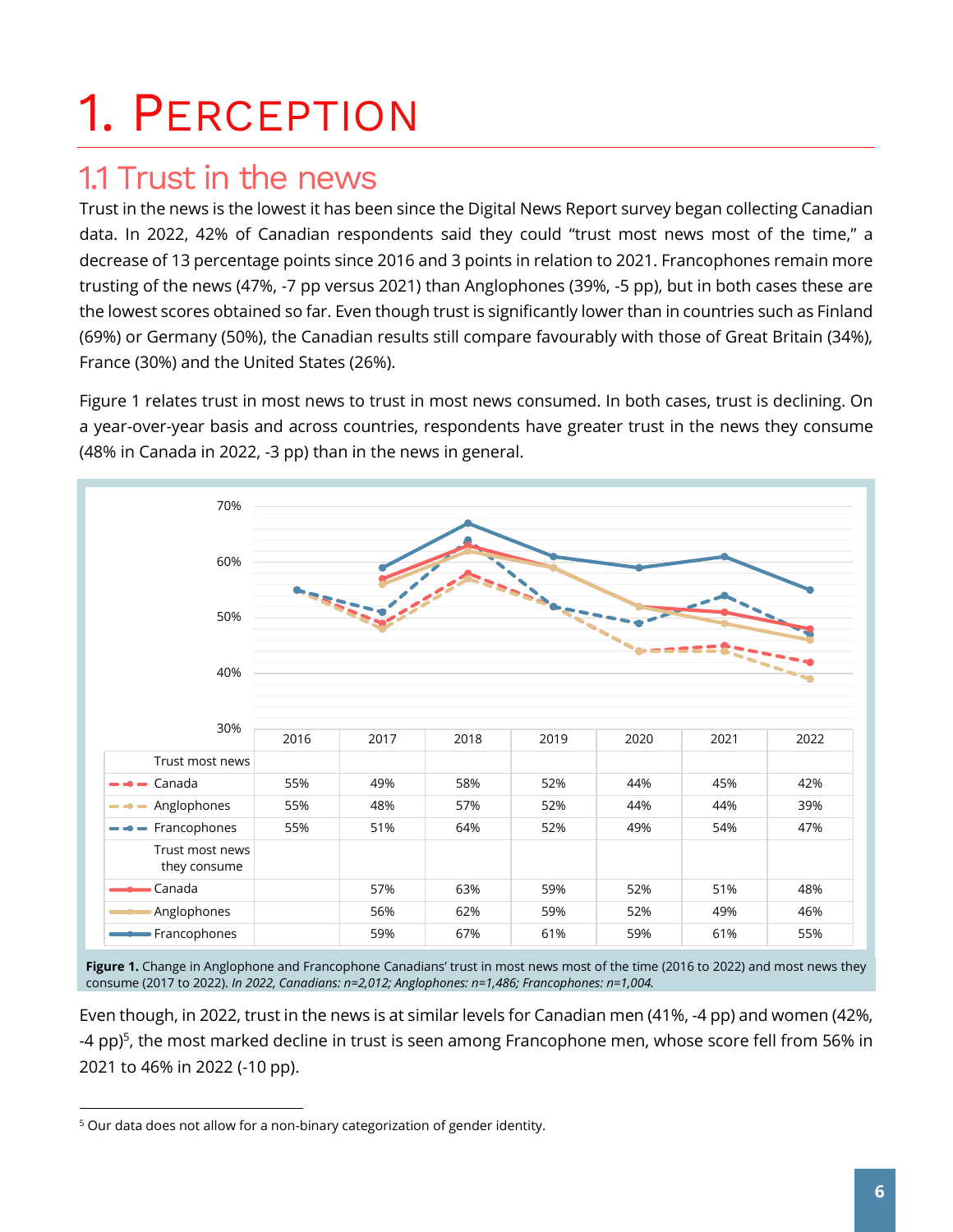# 1. Perception

## 1.1 Trust in the news

Trust in the news is the lowest it has been since the Digital News Report survey began collecting Canadian data. In 2022, 42% of Canadian respondents said they could "trust most news most of the time," a decrease of 13 percentage points since 2016 and 3 points in relation to 2021. Francophones remain more trusting of the news (47%, -7 pp versus 2021) than Anglophones (39%, -5 pp), but in both cases these are the lowest scores obtained so far. Even though trust is significantly lower than in countries such as Finland (69%) or Germany (50%), the Canadian results still compare favourably with those of Great Britain (34%), France (30%) and the United States (26%).

Figure 1 relates trust in most news to trust in most news consumed. In both cases, trust is declining. On a year-over-year basis and across countries, respondents have greater trust in the news they consume (48% in Canada in 2022, -3 pp) than in the news in general.

| | 2016 | 2017 | 2018 | 2019 | 2020 | 2021 | 2022 |
|---|---|---|---|---|---|---|---|
| **Trust most news** | | | | | | | |
| Canada | 55% | 49% | 58% | 52% | 44% | 45% | 42% |
| Anglophones | 55% | 48% | 57% | 52% | 44% | 44% | 39% |
| Francophones | 55% | 51% | 64% | 52% | 49% | 54% | 47% |
| **Trust most news they consume** | | | | | | | |
| Canada | | 57% | 63% | 59% | 52% | 51% | 48% |
| Anglophones | | 56% | 62% | 59% | 52% | 49% | 46% |
| Francophones | | 59% | 67% | 61% | 59% | 61% | 55% |

**Figure 1.** Change in Anglophone and Francophone Canadians' trust in most news most of the time (2016 to 2022) and most news they consume (2017 to 2022). *In 2022, Canadians: n=2,012; Anglophones: n=1,486; Francophones: n=1,004.*

Even though, in 2022, trust in the news is at similar levels for Canadian men (41%, -4 pp) and women (42%, -4 pp)[5], the most marked decline in trust is seen among Francophone men, whose score fell from 56% in 2021 to 46% in 2022 (-10 pp).

[5] Our data does not allow for a non-binary categorization of gender identity.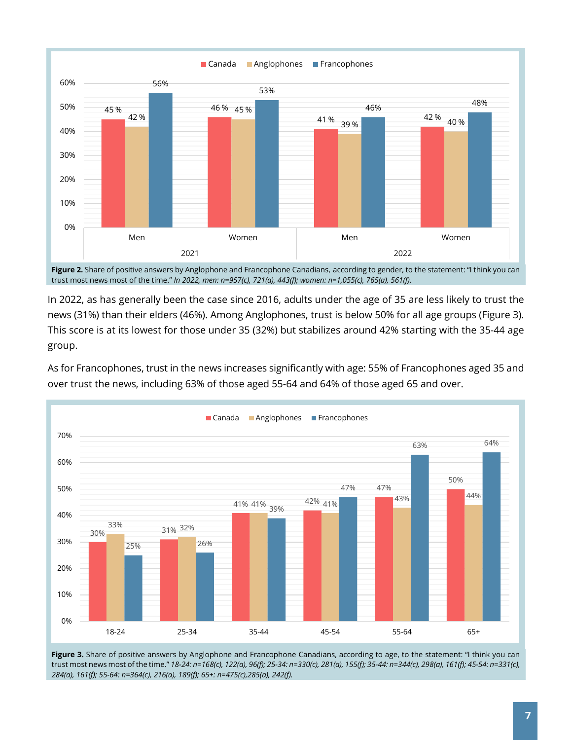| | 2021 Men | 2021 Women | 2022 Men | 2022 Women |
|---|---|---|---|---|
| Canada | 45 % | 46 % | 41 % | 42 % |
| Anglophones | 42 % | 45 % | 39 % | 40 % |
| Francophones | 56% | 53% | 46% | 48% |

**Figure 2.** Share of positive answers by Anglophone and Francophone Canadians, according to gender, to the statement: "I think you can trust most news most of the time." *In 2022, men: n=957(c), 721(a), 443(f); women: n=1,055(c), 765(a), 561(f).*

In 2022, as has generally been the case since 2016, adults under the age of 35 are less likely to trust the news (31%) than their elders (46%). Among Anglophones, trust is below 50% for all age groups (Figure 3). This score is at its lowest for those under 35 (32%) but stabilizes around 42% starting with the 35-44 age group.

As for Francophones, trust in the news increases significantly with age: 55% of Francophones aged 35 and over trust the news, including 63% of those aged 55-64 and 64% of those aged 65 and over.

| | 18-24 | 25-34 | 35-44 | 45-54 | 55-64 | 65+ |
|---|---|---|---|---|---|---|
| Canada | 30% | 31% | 41% | 42% | 47% | 50% |
| Anglophones | 33% | 32% | 41% | 41% | 43% | 44% |
| Francophones | 25% | 26% | 39% | 47% | 63% | 64% |

**Figure 3.** Share of positive answers by Anglophone and Francophone Canadians, according to age, to the statement: "I think you can trust most news most of the time." *18-24: n=168(c), 122(a), 96(f); 25-34: n=330(c), 281(a), 155(f); 35-44: n=344(c), 298(a), 161(f); 45-54: n=331(c), 284(a), 161(f); 55-64: n=364(c), 216(a), 189(f); 65+: n=475(c),285(a), 242(f).*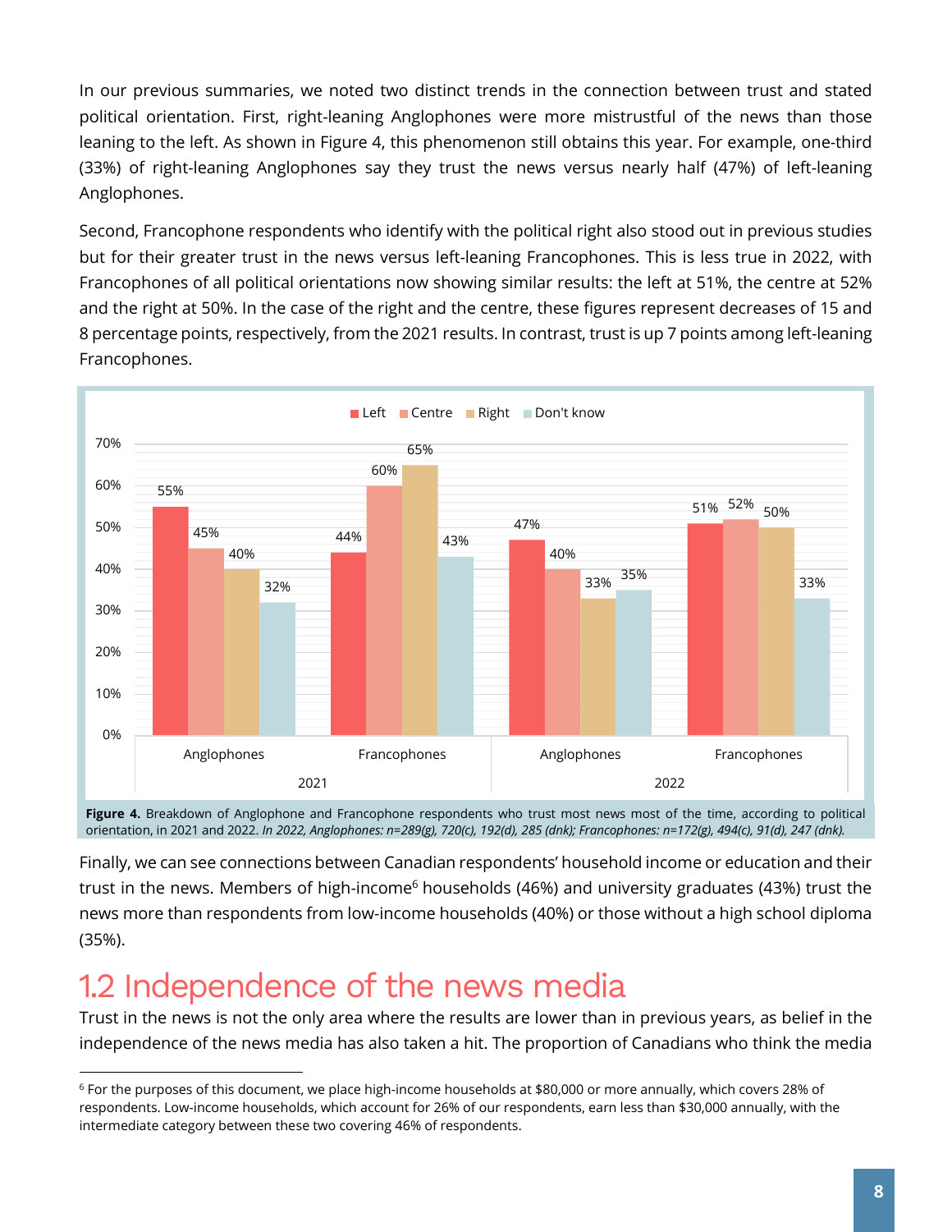In our previous summaries, we noted two distinct trends in the connection between trust and stated political orientation. First, right-leaning Anglophones were more mistrustful of the news than those leaning to the left. As shown in Figure 4, this phenomenon still obtains this year. For example, one-third (33%) of right-leaning Anglophones say they trust the news versus nearly half (47%) of left-leaning Anglophones.

Second, Francophone respondents who identify with the political right also stood out in previous studies but for their greater trust in the news versus left-leaning Francophones. This is less true in 2022, with Francophones of all political orientations now showing similar results: the left at 51%, the centre at 52% and the right at 50%. In the case of the right and the centre, these figures represent decreases of 15 and 8 percentage points, respectively, from the 2021 results. In contrast, trust is up 7 points among left-leaning Francophones.

| Year | Group | Left | Centre | Right | Don't know |
|---|---|---|---|---|---|
| 2021 | Anglophones | 55% | 45% | 40% | 32% |
| 2021 | Francophones | 44% | 60% | 65% | 43% |
| 2022 | Anglophones | 47% | 40% | 33% | 35% |
| 2022 | Francophones | 51% | 52% | 50% | 33% |

**Figure 4.** Breakdown of Anglophone and Francophone respondents who trust most news most of the time, according to political orientation, in 2021 and 2022. *In 2022, Anglophones: n=289(g), 720(c), 192(d), 285 (dnk); Francophones: n=172(g), 494(c), 91(d), 247 (dnk).*

Finally, we can see connections between Canadian respondents' household income or education and their trust in the news. Members of high-income[6] households (46%) and university graduates (43%) trust the news more than respondents from low-income households (40%) or those without a high school diploma (35%).

## 1.2 Independence of the news media

Trust in the news is not the only area where the results are lower than in previous years, as belief in the independence of the news media has also taken a hit. The proportion of Canadians who think the media

[6] For the purposes of this document, we place high-income households at $80,000 or more annually, which covers 28% of respondents. Low-income households, which account for 26% of our respondents, earn less than $30,000 annually, with the intermediate category between these two covering 46% of respondents.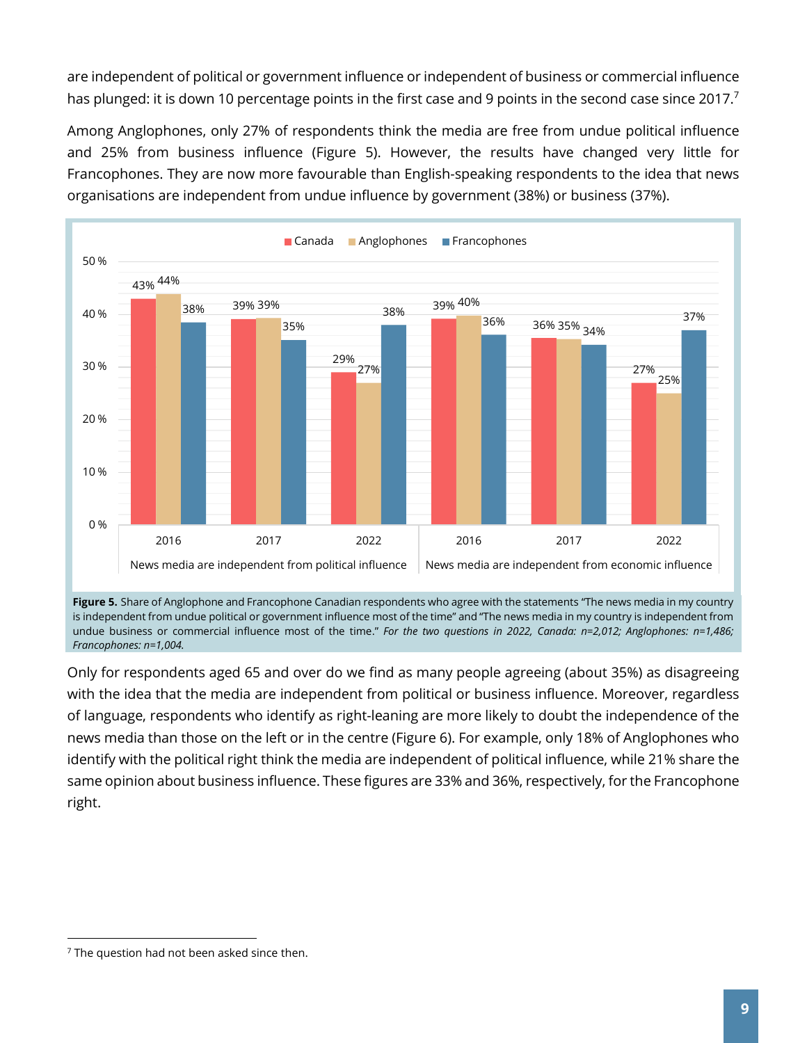are independent of political or government influence or independent of business or commercial influence has plunged: it is down 10 percentage points in the first case and 9 points in the second case since 2017.[7]

Among Anglophones, only 27% of respondents think the media are free from undue political influence and 25% from business influence (Figure 5). However, the results have changed very little for Francophones. They are now more favourable than English-speaking respondents to the idea that news organisations are independent from undue influence by government (38%) or business (37%).

| | News media are independent from political influence | | | News media are independent from economic influence | | |
|---|---|---|---|---|---|---|
| | 2016 | 2017 | 2022 | 2016 | 2017 | 2022 |
| Canada | 43% | 39% | 29% | 39% | 36% | 27% |
| Anglophones | 44% | 39% | 27% | 40% | 35% | 25% |
| Francophones | 38% | 35% | 38% | 36% | 34% | 37% |

**Figure 5.** Share of Anglophone and Francophone Canadian respondents who agree with the statements "The news media in my country is independent from undue political or government influence most of the time" and "The news media in my country is independent from undue business or commercial influence most of the time." *For the two questions in 2022, Canada: n=2,012; Anglophones: n=1,486; Francophones: n=1,004.*

Only for respondents aged 65 and over do we find as many people agreeing (about 35%) as disagreeing with the idea that the media are independent from political or business influence. Moreover, regardless of language, respondents who identify as right-leaning are more likely to doubt the independence of the news media than those on the left or in the centre (Figure 6). For example, only 18% of Anglophones who identify with the political right think the media are independent of political influence, while 21% share the same opinion about business influence. These figures are 33% and 36%, respectively, for the Francophone right.

[7] The question had not been asked since then.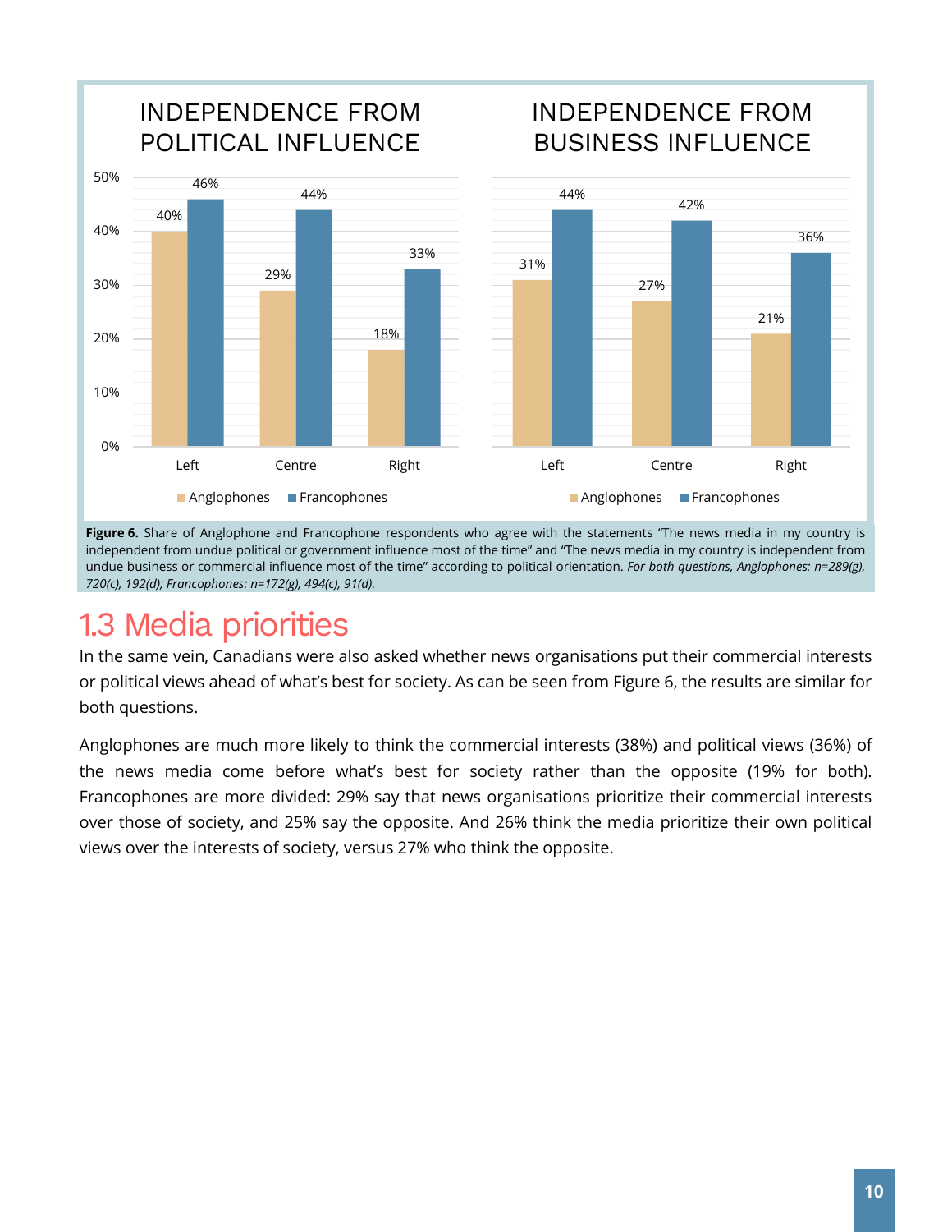| INDEPENDENCE FROM POLITICAL INFLUENCE | Anglophones | Francophones |
|---|---|---|
| Left | 40% | 46% |
| Centre | 29% | 44% |
| Right | 18% | 33% |

| INDEPENDENCE FROM BUSINESS INFLUENCE | Anglophones | Francophones |
|---|---|---|
| Left | 31% | 44% |
| Centre | 27% | 42% |
| Right | 21% | 36% |

**Figure 6.** Share of Anglophone and Francophone respondents who agree with the statements "The news media in my country is independent from undue political or government influence most of the time" and "The news media in my country is independent from undue business or commercial influence most of the time" according to political orientation. *For both questions, Anglophones: n=289(g), 720(c), 192(d); Francophones: n=172(g), 494(c), 91(d).*

## 1.3 Media priorities

In the same vein, Canadians were also asked whether news organisations put their commercial interests or political views ahead of what's best for society. As can be seen from Figure 6, the results are similar for both questions.

Anglophones are much more likely to think the commercial interests (38%) and political views (36%) of the news media come before what's best for society rather than the opposite (19% for both). Francophones are more divided: 29% say that news organisations prioritize their commercial interests over those of society, and 25% say the opposite. And 26% think the media prioritize their own political views over the interests of society, versus 27% who think the opposite.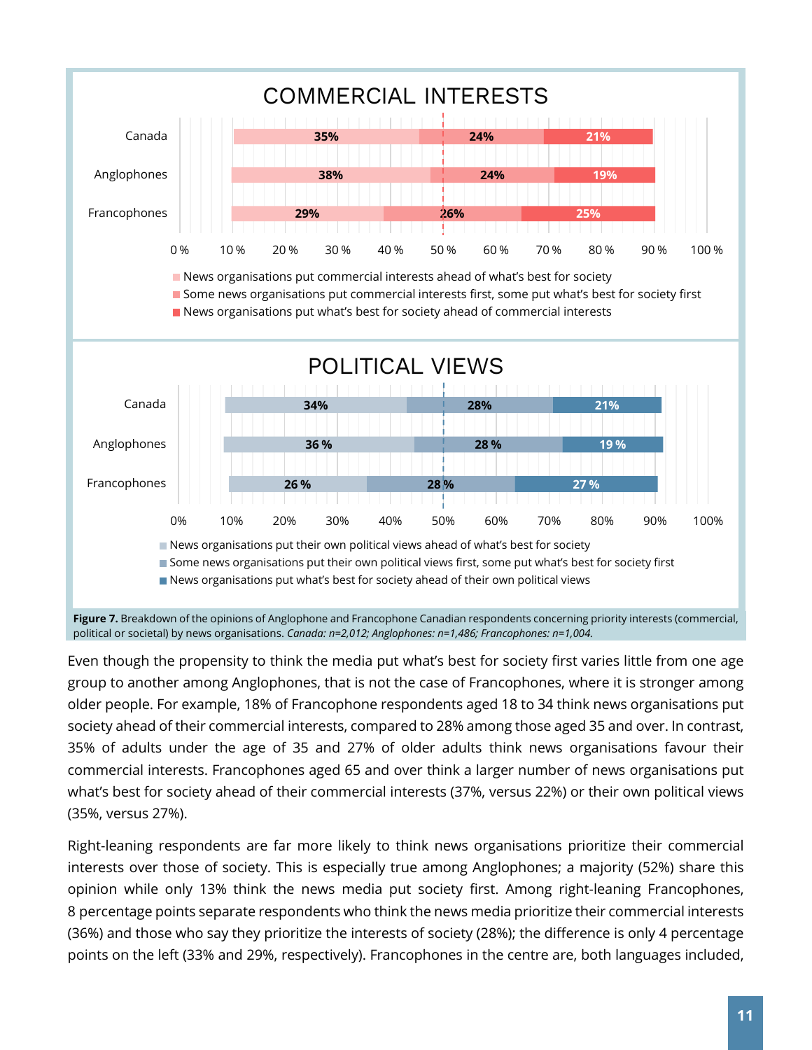## COMMERCIAL INTERESTS

| | News organisations put commercial interests ahead of what's best for society | Some news organisations put commercial interests first, some put what's best for society first | News organisations put what's best for society ahead of commercial interests |
|---|---|---|---|
| Canada | 35% | 24% | 21% |
| Anglophones | 38% | 24% | 19% |
| Francophones | 29% | 26% | 25% |

## POLITICAL VIEWS

| | News organisations put their own political views ahead of what's best for society | Some news organisations put their own political views first, some put what's best for society first | News organisations put what's best for society ahead of their own political views |
|---|---|---|---|
| Canada | 34% | 28% | 21% |
| Anglophones | 36 % | 28 % | 19 % |
| Francophones | 26 % | 28 % | 27 % |

**Figure 7.** Breakdown of the opinions of Anglophone and Francophone Canadian respondents concerning priority interests (commercial, political or societal) by news organisations. *Canada: n=2,012; Anglophones: n=1,486; Francophones: n=1,004.*

Even though the propensity to think the media put what's best for society first varies little from one age group to another among Anglophones, that is not the case of Francophones, where it is stronger among older people. For example, 18% of Francophone respondents aged 18 to 34 think news organisations put society ahead of their commercial interests, compared to 28% among those aged 35 and over. In contrast, 35% of adults under the age of 35 and 27% of older adults think news organisations favour their commercial interests. Francophones aged 65 and over think a larger number of news organisations put what's best for society ahead of their commercial interests (37%, versus 22%) or their own political views (35%, versus 27%).

Right-leaning respondents are far more likely to think news organisations prioritize their commercial interests over those of society. This is especially true among Anglophones; a majority (52%) share this opinion while only 13% think the news media put society first. Among right-leaning Francophones, 8 percentage points separate respondents who think the news media prioritize their commercial interests (36%) and those who say they prioritize the interests of society (28%); the difference is only 4 percentage points on the left (33% and 29%, respectively). Francophones in the centre are, both languages included,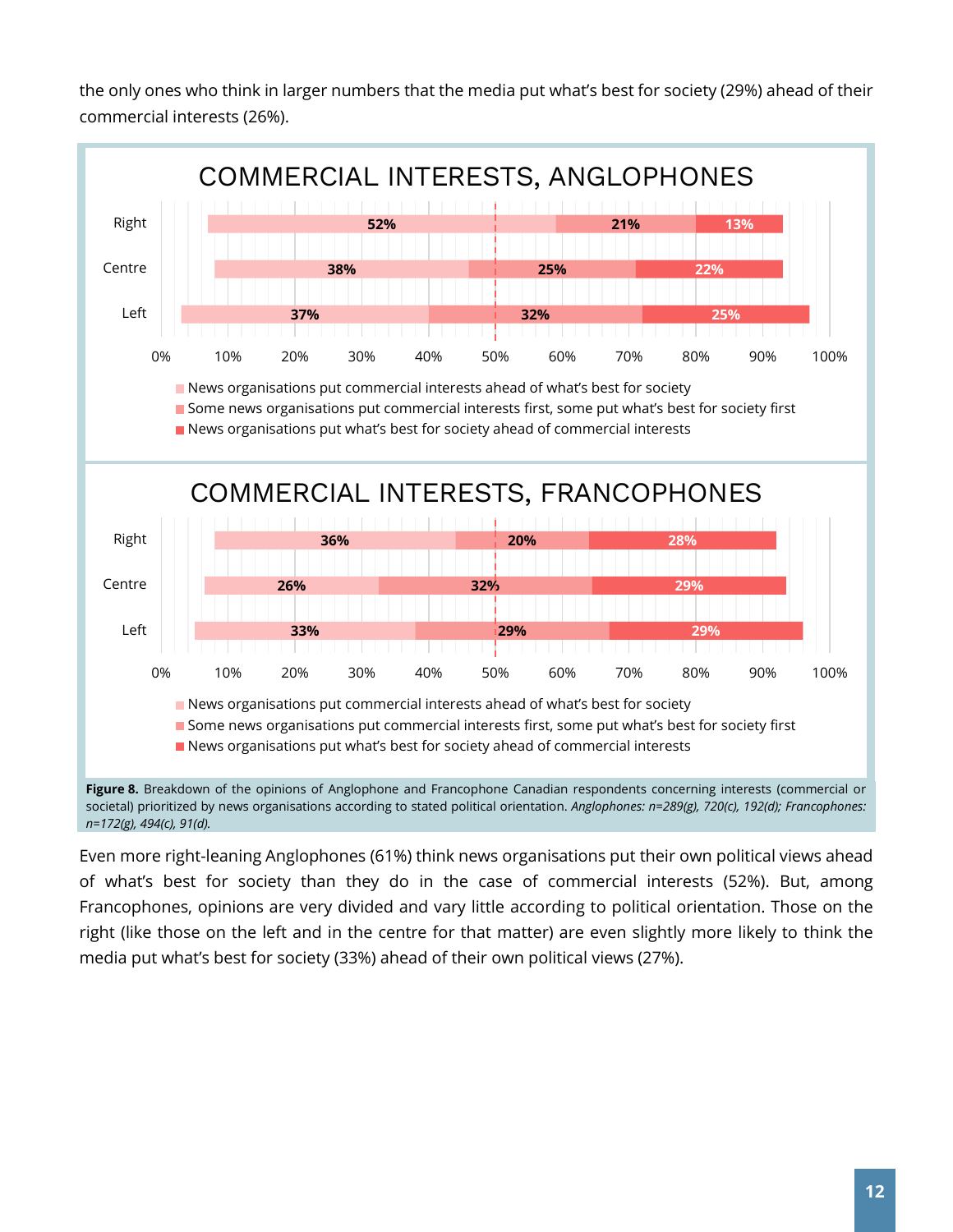the only ones who think in larger numbers that the media put what's best for society (29%) ahead of their commercial interests (26%).

**COMMERCIAL INTERESTS, ANGLOPHONES**

| | News organisations put commercial interests ahead of what's best for society | Some news organisations put commercial interests first, some put what's best for society first | News organisations put what's best for society ahead of commercial interests |
|---|---|---|---|
| Right | 52% | 21% | 13% |
| Centre | 38% | 25% | 22% |
| Left | 37% | 32% | 25% |

**COMMERCIAL INTERESTS, FRANCOPHONES**

| | News organisations put commercial interests ahead of what's best for society | Some news organisations put commercial interests first, some put what's best for society first | News organisations put what's best for society ahead of commercial interests |
|---|---|---|---|
| Right | 36% | 20% | 28% |
| Centre | 26% | 32% | 29% |
| Left | 33% | 29% | 29% |

**Figure 8.** Breakdown of the opinions of Anglophone and Francophone Canadian respondents concerning interests (commercial or societal) prioritized by news organisations according to stated political orientation. *Anglophones: n=289(g), 720(c), 192(d); Francophones: n=172(g), 494(c), 91(d).*

Even more right-leaning Anglophones (61%) think news organisations put their own political views ahead of what's best for society than they do in the case of commercial interests (52%). But, among Francophones, opinions are very divided and vary little according to political orientation. Those on the right (like those on the left and in the centre for that matter) are even slightly more likely to think the media put what's best for society (33%) ahead of their own political views (27%).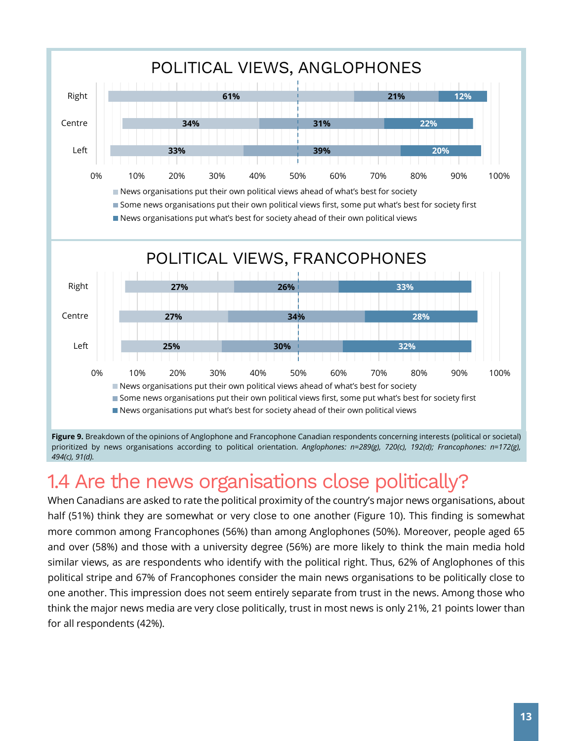POLITICAL VIEWS, ANGLOPHONES

| | News organisations put their own political views ahead of what's best for society | Some news organisations put their own political views first, some put what's best for society first | News organisations put what's best for society ahead of their own political views |
|---|---|---|---|
| Right | 61% | 21% | 12% |
| Centre | 34% | 31% | 22% |
| Left | 33% | 39% | 20% |

POLITICAL VIEWS, FRANCOPHONES

| | News organisations put their own political views ahead of what's best for society | Some news organisations put their own political views first, some put what's best for society first | News organisations put what's best for society ahead of their own political views |
|---|---|---|---|
| Right | 27% | 26% | 33% |
| Centre | 27% | 34% | 28% |
| Left | 25% | 30% | 32% |

**Figure 9.** Breakdown of the opinions of Anglophone and Francophone Canadian respondents concerning interests (political or societal) prioritized by news organisations according to political orientation. *Anglophones: n=289(g), 720(c), 192(d); Francophones: n=172(g), 494(c), 91(d).*

## 1.4 Are the news organisations close politically?

When Canadians are asked to rate the political proximity of the country's major news organisations, about half (51%) think they are somewhat or very close to one another (Figure 10). This finding is somewhat more common among Francophones (56%) than among Anglophones (50%). Moreover, people aged 65 and over (58%) and those with a university degree (56%) are more likely to think the main media hold similar views, as are respondents who identify with the political right. Thus, 62% of Anglophones of this political stripe and 67% of Francophones consider the main news organisations to be politically close to one another. This impression does not seem entirely separate from trust in the news. Among those who think the major news media are very close politically, trust in most news is only 21%, 21 points lower than for all respondents (42%).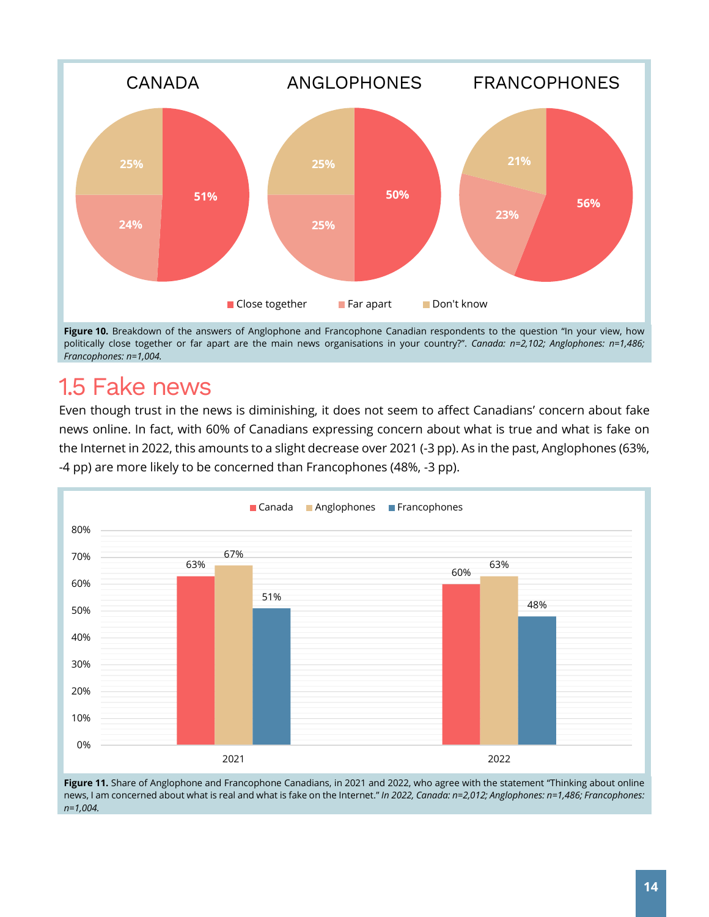**Figure 10.** Breakdown of the answers of Anglophone and Francophone Canadian respondents to the question "In your view, how politically close together or far apart are the main news organisations in your country?". *Canada: n=2,102; Anglophones: n=1,486; Francophones: n=1,004.*

## 1.5 Fake news

Even though trust in the news is diminishing, it does not seem to affect Canadians' concern about fake news online. In fact, with 60% of Canadians expressing concern about what is true and what is fake on the Internet in 2022, this amounts to a slight decrease over 2021 (-3 pp). As in the past, Anglophones (63%, -4 pp) are more likely to be concerned than Francophones (48%, -3 pp).

**Figure 11.** Share of Anglophone and Francophone Canadians, in 2021 and 2022, who agree with the statement "Thinking about online news, I am concerned about what is real and what is fake on the Internet." *In 2022, Canada: n=2,012; Anglophones: n=1,486; Francophones: n=1,004.*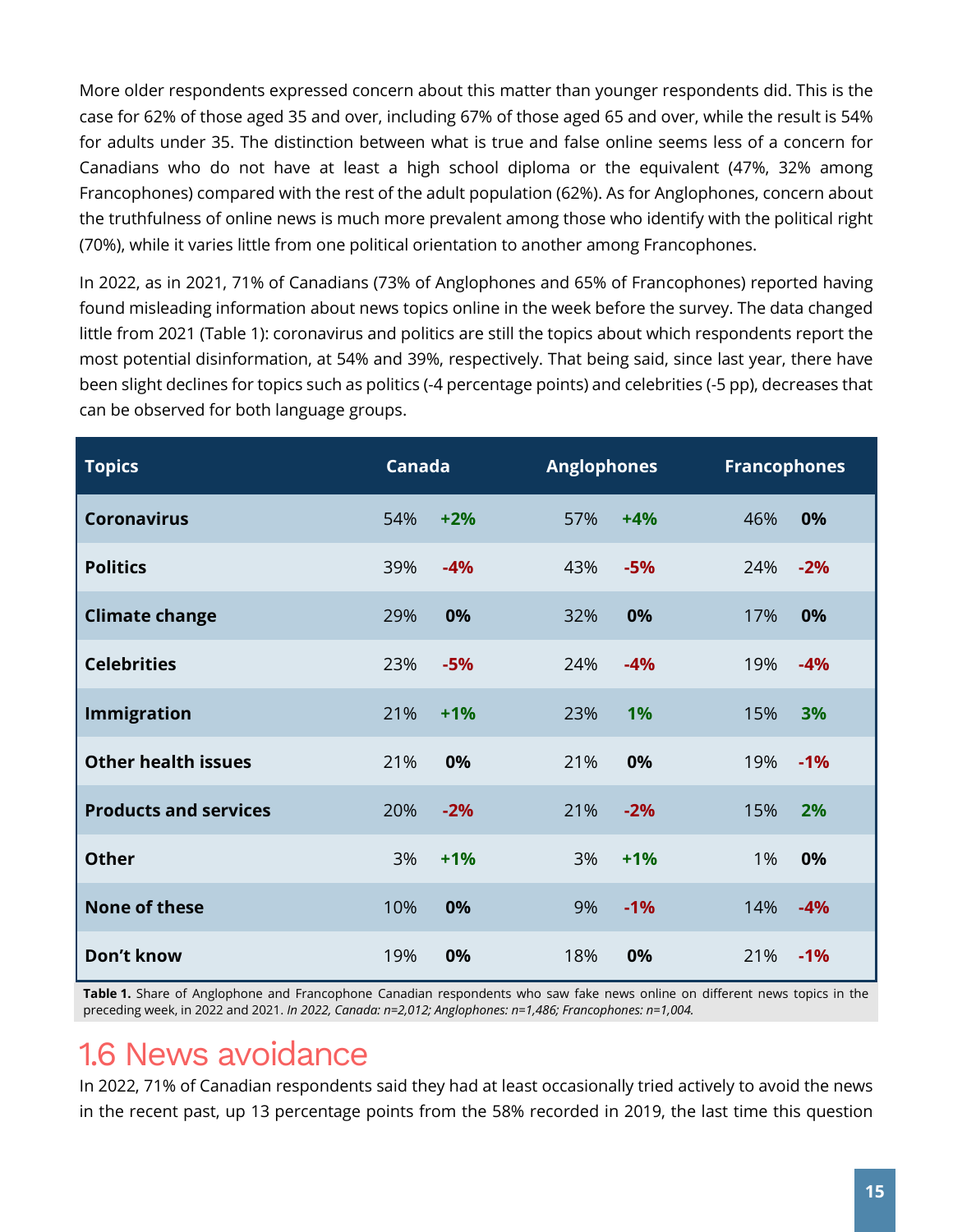More older respondents expressed concern about this matter than younger respondents did. This is the case for 62% of those aged 35 and over, including 67% of those aged 65 and over, while the result is 54% for adults under 35. The distinction between what is true and false online seems less of a concern for Canadians who do not have at least a high school diploma or the equivalent (47%, 32% among Francophones) compared with the rest of the adult population (62%). As for Anglophones, concern about the truthfulness of online news is much more prevalent among those who identify with the political right (70%), while it varies little from one political orientation to another among Francophones.

In 2022, as in 2021, 71% of Canadians (73% of Anglophones and 65% of Francophones) reported having found misleading information about news topics online in the week before the survey. The data changed little from 2021 (Table 1): coronavirus and politics are still the topics about which respondents report the most potential disinformation, at 54% and 39%, respectively. That being said, since last year, there have been slight declines for topics such as politics (-4 percentage points) and celebrities (-5 pp), decreases that can be observed for both language groups.

| Topics | Canada | | Anglophones | | Francophones | |
|---|---|---|---|---|---|---|
| **Coronavirus** | 54% | **+2%** | 57% | **+4%** | 46% | **0%** |
| **Politics** | 39% | **-4%** | 43% | **-5%** | 24% | **-2%** |
| **Climate change** | 29% | **0%** | 32% | **0%** | 17% | **0%** |
| **Celebrities** | 23% | **-5%** | 24% | **-4%** | 19% | **-4%** |
| **Immigration** | 21% | **+1%** | 23% | **1%** | 15% | **3%** |
| **Other health issues** | 21% | **0%** | 21% | **0%** | 19% | **-1%** |
| **Products and services** | 20% | **-2%** | 21% | **-2%** | 15% | **2%** |
| **Other** | 3% | **+1%** | 3% | **+1%** | 1% | **0%** |
| **None of these** | 10% | **0%** | 9% | **-1%** | 14% | **-4%** |
| **Don't know** | 19% | **0%** | 18% | **0%** | 21% | **-1%** |

**Table 1.** Share of Anglophone and Francophone Canadian respondents who saw fake news online on different news topics in the preceding week, in 2022 and 2021. *In 2022, Canada: n=2,012; Anglophones: n=1,486; Francophones: n=1,004.*

## 1.6 News avoidance

In 2022, 71% of Canadian respondents said they had at least occasionally tried actively to avoid the news in the recent past, up 13 percentage points from the 58% recorded in 2019, the last time this question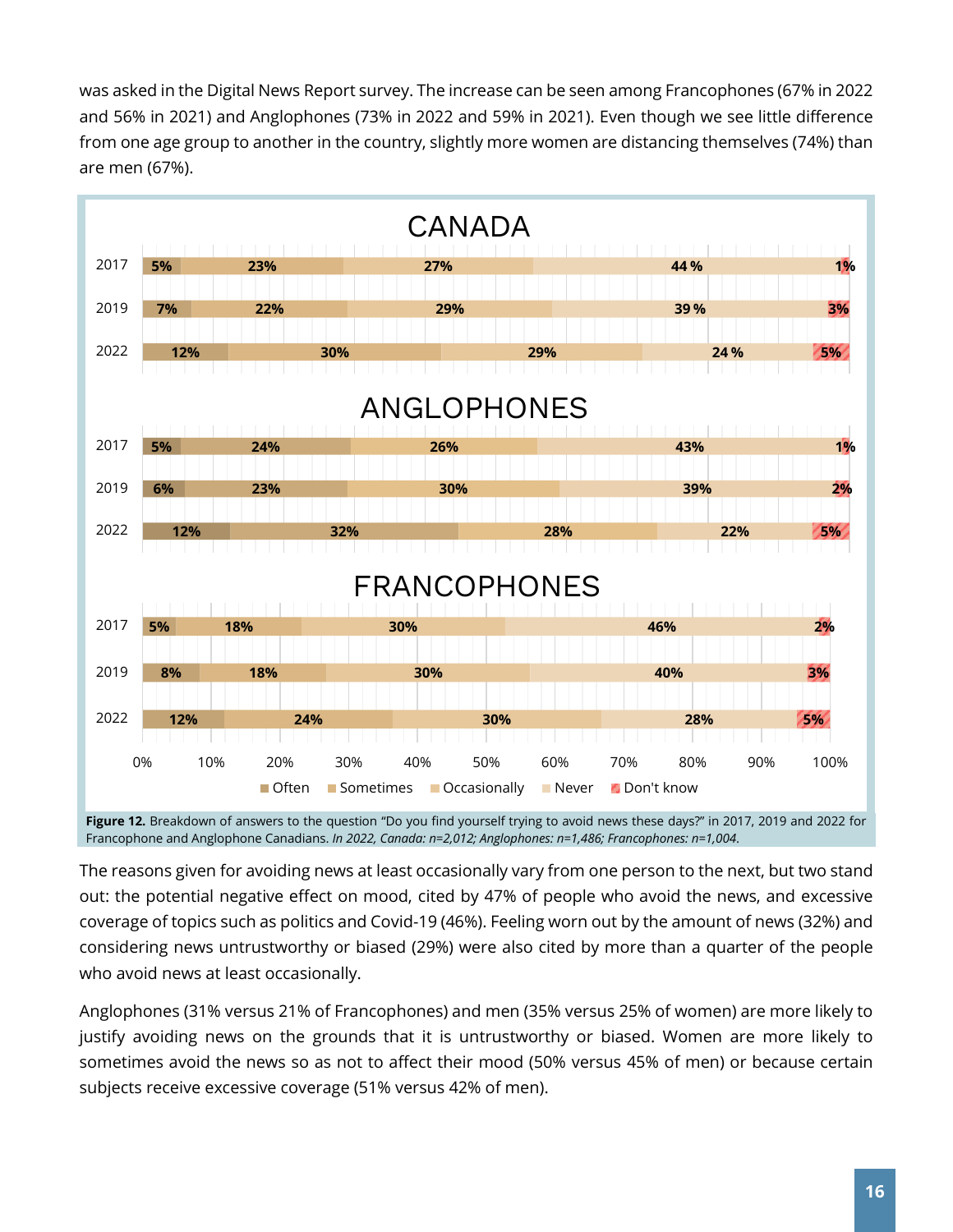was asked in the Digital News Report survey. The increase can be seen among Francophones (67% in 2022 and 56% in 2021) and Anglophones (73% in 2022 and 59% in 2021). Even though we see little difference from one age group to another in the country, slightly more women are distancing themselves (74%) than are men (67%).

| | Year | Often | Sometimes | Occasionally | Never | Don't know |
|---|---|---|---|---|---|---|
| CANADA | 2017 | 5% | 23% | 27% | 44 % | 1% |
| | 2019 | 7% | 22% | 29% | 39 % | 3% |
| | 2022 | 12% | 30% | 29% | 24 % | 5% |
| ANGLOPHONES | 2017 | 5% | 24% | 26% | 43% | 1% |
| | 2019 | 6% | 23% | 30% | 39% | 2% |
| | 2022 | 12% | 32% | 28% | 22% | 5% |
| FRANCOPHONES | 2017 | 5% | 18% | 30% | 46% | 2% |
| | 2019 | 8% | 18% | 30% | 40% | 3% |
| | 2022 | 12% | 24% | 30% | 28% | 5% |

**Figure 12.** Breakdown of answers to the question "Do you find yourself trying to avoid news these days?" in 2017, 2019 and 2022 for Francophone and Anglophone Canadians. *In 2022, Canada: n=2,012; Anglophones: n=1,486; Francophones: n=1,004.*

The reasons given for avoiding news at least occasionally vary from one person to the next, but two stand out: the potential negative effect on mood, cited by 47% of people who avoid the news, and excessive coverage of topics such as politics and Covid-19 (46%). Feeling worn out by the amount of news (32%) and considering news untrustworthy or biased (29%) were also cited by more than a quarter of the people who avoid news at least occasionally.

Anglophones (31% versus 21% of Francophones) and men (35% versus 25% of women) are more likely to justify avoiding news on the grounds that it is untrustworthy or biased. Women are more likely to sometimes avoid the news so as not to affect their mood (50% versus 45% of men) or because certain subjects receive excessive coverage (51% versus 42% of men).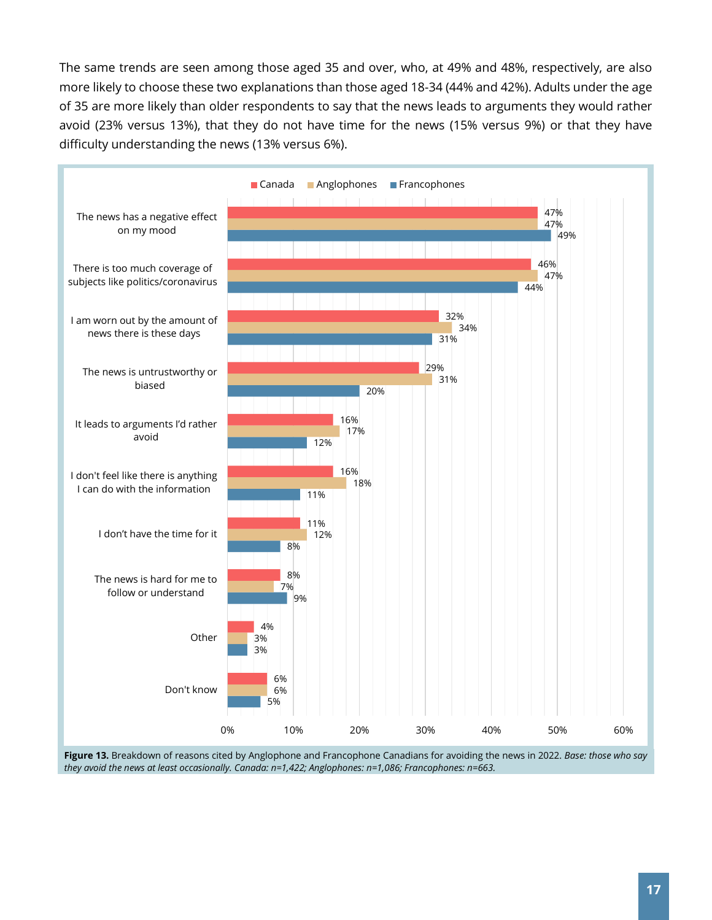The same trends are seen among those aged 35 and over, who, at 49% and 48%, respectively, are also more likely to choose these two explanations than those aged 18-34 (44% and 42%). Adults under the age of 35 are more likely than older respondents to say that the news leads to arguments they would rather avoid (23% versus 13%), that they do not have time for the news (15% versus 9%) or that they have difficulty understanding the news (13% versus 6%).

| Reason | Canada | Anglophones | Francophones |
| --- | --- | --- | --- |
| The news has a negative effect on my mood | 47% | 47% | 49% |
| There is too much coverage of subjects like politics/coronavirus | 46% | 47% | 44% |
| I am worn out by the amount of news there is these days | 32% | 34% | 31% |
| The news is untrustworthy or biased | 29% | 31% | 20% |
| It leads to arguments I'd rather avoid | 16% | 17% | 12% |
| I don't feel like there is anything I can do with the information | 16% | 18% | 11% |
| I don't have the time for it | 11% | 12% | 8% |
| The news is hard for me to follow or understand | 8% | 7% | 9% |
| Other | 4% | 3% | 3% |
| Don't know | 6% | 6% | 5% |

**Figure 13.** Breakdown of reasons cited by Anglophone and Francophone Canadians for avoiding the news in 2022. *Base: those who say they avoid the news at least occasionally. Canada: n=1,422; Anglophones: n=1,086; Francophones: n=663.*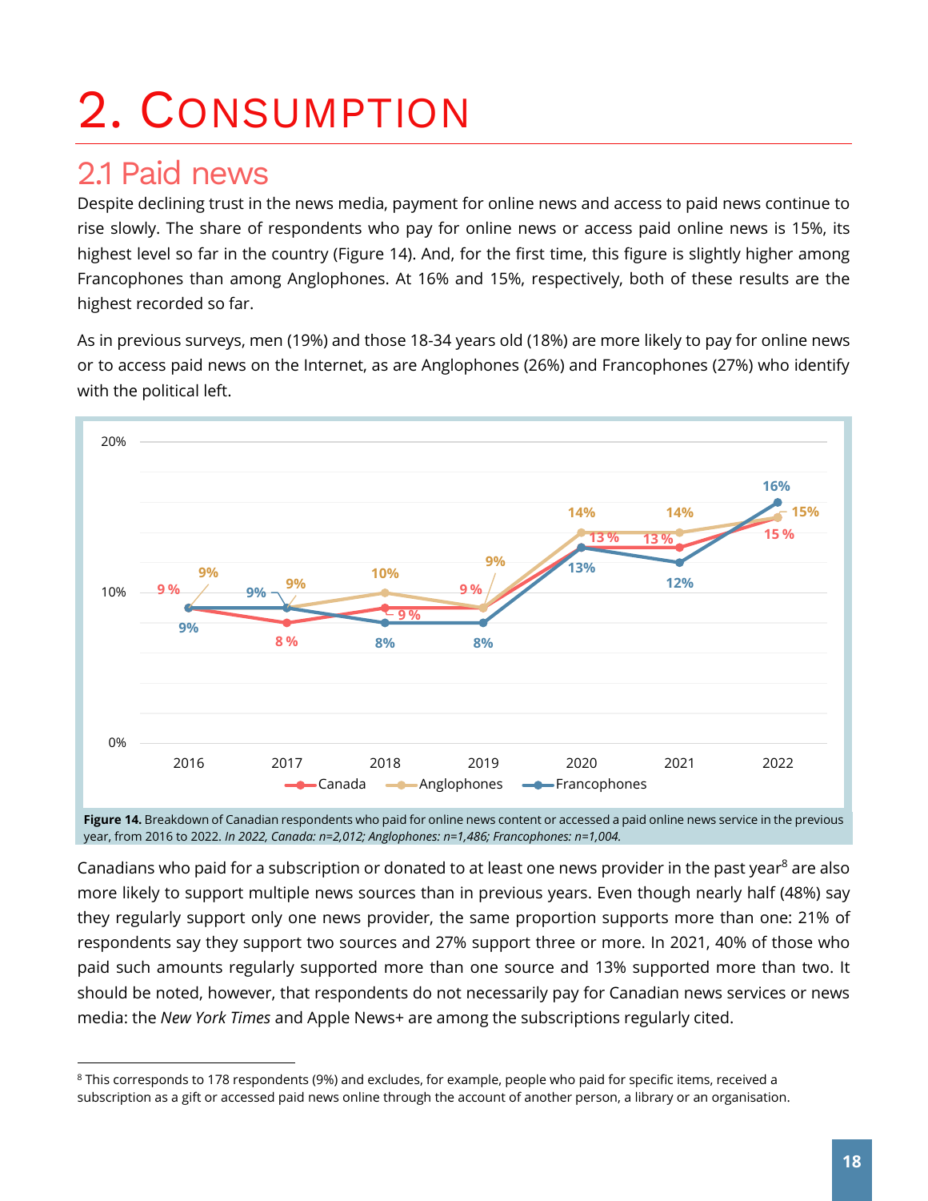# 2. Consumption

## 2.1 Paid news

Despite declining trust in the news media, payment for online news and access to paid news continue to rise slowly. The share of respondents who pay for online news or access paid online news is 15%, its highest level so far in the country (Figure 14). And, for the first time, this figure is slightly higher among Francophones than among Anglophones. At 16% and 15%, respectively, both of these results are the highest recorded so far.

As in previous surveys, men (19%) and those 18-34 years old (18%) are more likely to pay for online news or to access paid news on the Internet, as are Anglophones (26%) and Francophones (27%) who identify with the political left.

| | 2016 | 2017 | 2018 | 2019 | 2020 | 2021 | 2022 |
|---|---|---|---|---|---|---|---|
| Canada | 9 % | 8 % | 9 % | 9 % | 13 % | 13 % | 15 % |
| Anglophones | 9% | 9% | 10% | 9% | 14% | 14% | 15% |
| Francophones | 9% | 9% | 8% | 8% | 13% | 12% | 16% |

**Figure 14.** Breakdown of Canadian respondents who paid for online news content or accessed a paid online news service in the previous year, from 2016 to 2022. *In 2022, Canada: n=2,012; Anglophones: n=1,486; Francophones: n=1,004.*

Canadians who paid for a subscription or donated to at least one news provider in the past year[8] are also more likely to support multiple news sources than in previous years. Even though nearly half (48%) say they regularly support only one news provider, the same proportion supports more than one: 21% of respondents say they support two sources and 27% support three or more. In 2021, 40% of those who paid such amounts regularly supported more than one source and 13% supported more than two. It should be noted, however, that respondents do not necessarily pay for Canadian news services or news media: the *New York Times* and Apple News+ are among the subscriptions regularly cited.

[8] This corresponds to 178 respondents (9%) and excludes, for example, people who paid for specific items, received a subscription as a gift or accessed paid news online through the account of another person, a library or an organisation.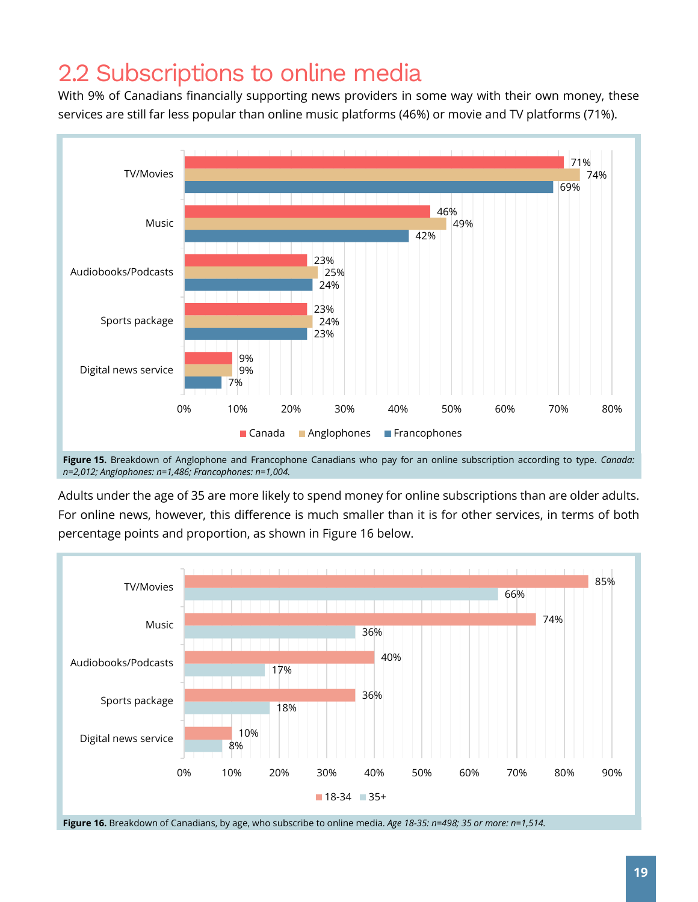## 2.2 Subscriptions to online media

With 9% of Canadians financially supporting news providers in some way with their own money, these services are still far less popular than online music platforms (46%) or movie and TV platforms (71%).

| | Canada | Anglophones | Francophones |
|---|---|---|---|
| TV/Movies | 71% | 74% | 69% |
| Music | 46% | 49% | 42% |
| Audiobooks/Podcasts | 23% | 25% | 24% |
| Sports package | 23% | 24% | 23% |
| Digital news service | 9% | 9% | 7% |

**Figure 15.** Breakdown of Anglophone and Francophone Canadians who pay for an online subscription according to type. *Canada: n=2,012; Anglophones: n=1,486; Francophones: n=1,004.*

Adults under the age of 35 are more likely to spend money for online subscriptions than are older adults. For online news, however, this difference is much smaller than it is for other services, in terms of both percentage points and proportion, as shown in Figure 16 below.

| | 18-34 | 35+ |
|---|---|---|
| TV/Movies | 85% | 66% |
| Music | 74% | 36% |
| Audiobooks/Podcasts | 40% | 17% |
| Sports package | 36% | 18% |
| Digital news service | 10% | 8% |

**Figure 16.** Breakdown of Canadians, by age, who subscribe to online media. *Age 18-35: n=498; 35 or more: n=1,514.*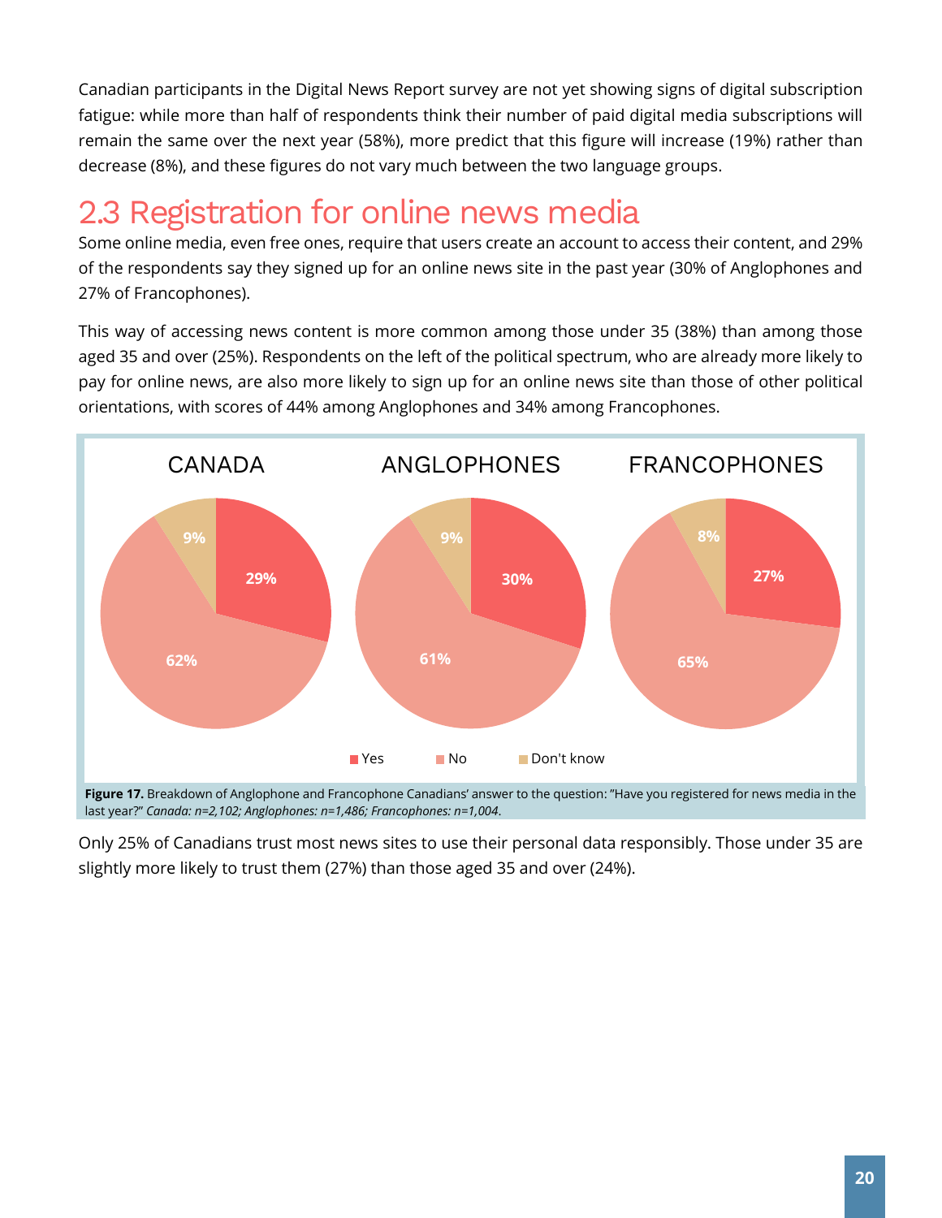Canadian participants in the Digital News Report survey are not yet showing signs of digital subscription fatigue: while more than half of respondents think their number of paid digital media subscriptions will remain the same over the next year (58%), more predict that this figure will increase (19%) rather than decrease (8%), and these figures do not vary much between the two language groups.

## 2.3 Registration for online news media

Some online media, even free ones, require that users create an account to access their content, and 29% of the respondents say they signed up for an online news site in the past year (30% of Anglophones and 27% of Francophones).

This way of accessing news content is more common among those under 35 (38%) than among those aged 35 and over (25%). Respondents on the left of the political spectrum, who are already more likely to pay for online news, are also more likely to sign up for an online news site than those of other political orientations, with scores of 44% among Anglophones and 34% among Francophones.

| | CANADA | ANGLOPHONES | FRANCOPHONES |
|---|---|---|---|
| Yes | 29% | 30% | 27% |
| No | 62% | 61% | 65% |
| Don't know | 9% | 9% | 8% |

**Figure 17.** Breakdown of Anglophone and Francophone Canadians' answer to the question: "Have you registered for news media in the last year?" *Canada: n=2,102; Anglophones: n=1,486; Francophones: n=1,004*.

Only 25% of Canadians trust most news sites to use their personal data responsibly. Those under 35 are slightly more likely to trust them (27%) than those aged 35 and over (24%).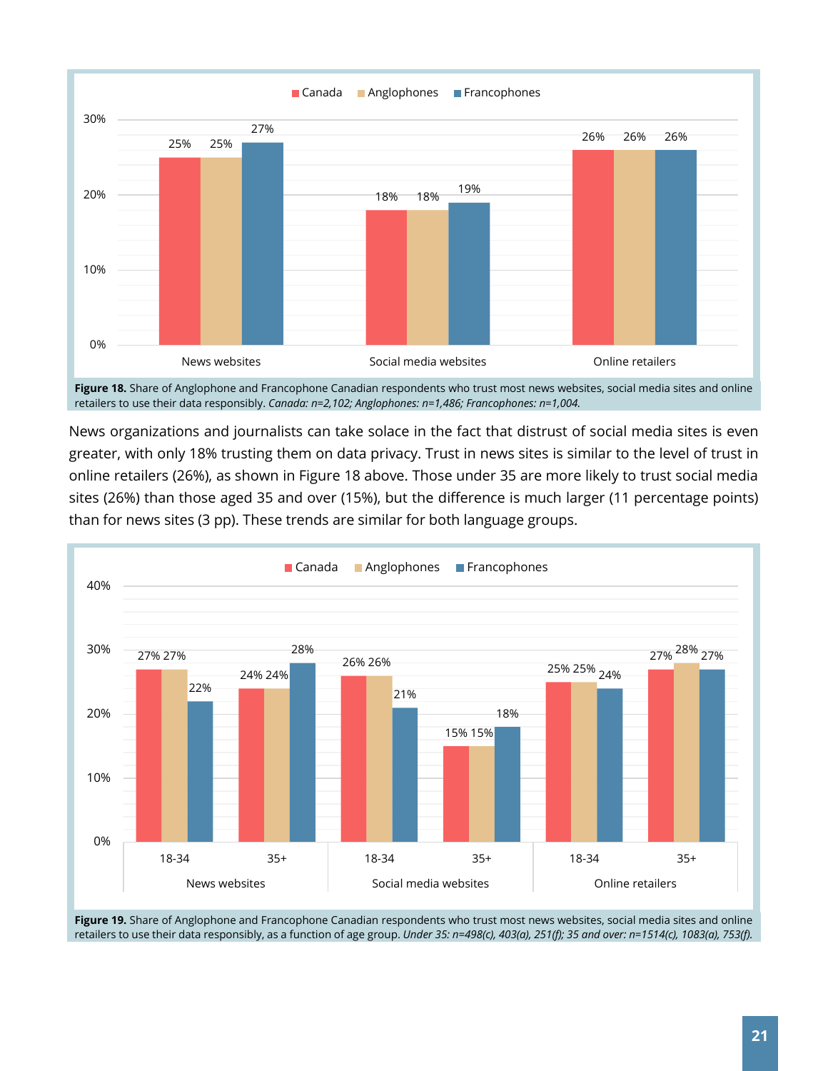**Figure 18.** Share of Anglophone and Francophone Canadian respondents who trust most news websites, social media sites and online retailers to use their data responsibly. *Canada: n=2,102; Anglophones: n=1,486; Francophones: n=1,004.*

News organizations and journalists can take solace in the fact that distrust of social media sites is even greater, with only 18% trusting them on data privacy. Trust in news sites is similar to the level of trust in online retailers (26%), as shown in Figure 18 above. Those under 35 are more likely to trust social media sites (26%) than those aged 35 and over (15%), but the difference is much larger (11 percentage points) than for news sites (3 pp). These trends are similar for both language groups.

**Figure 19.** Share of Anglophone and Francophone Canadian respondents who trust most news websites, social media sites and online retailers to use their data responsibly, as a function of age group. *Under 35: n=498(c), 403(a), 251(f); 35 and over: n=1514(c), 1083(a), 753(f).*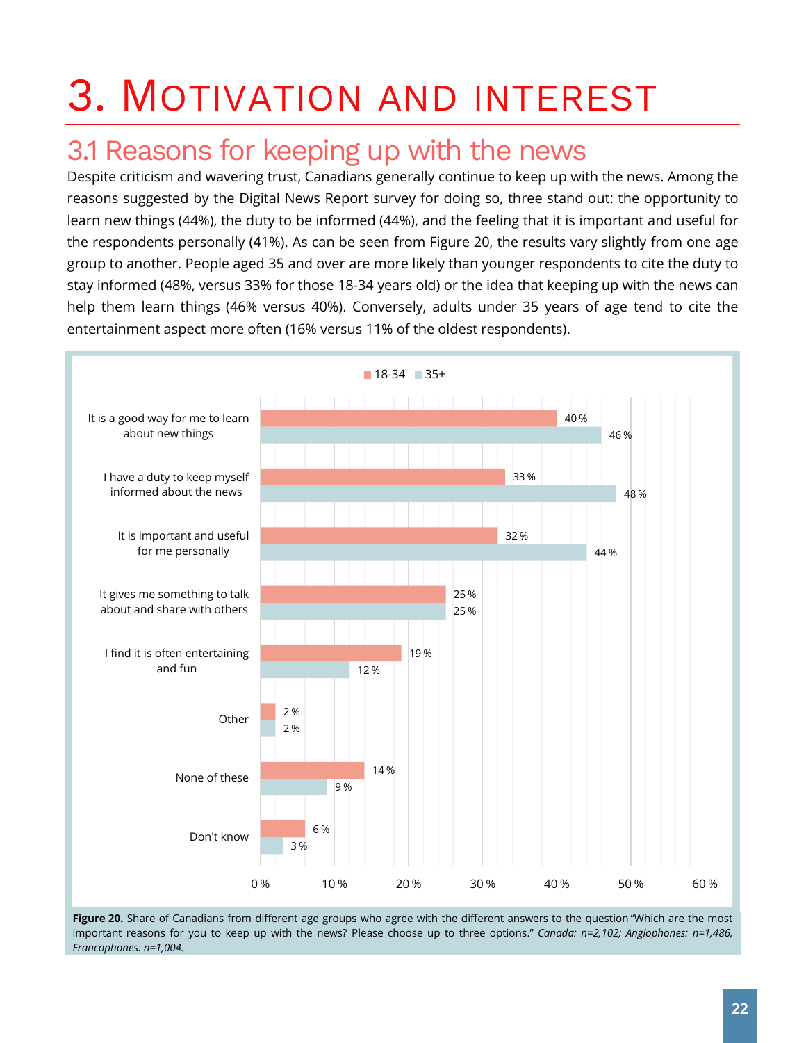# 3. Motivation and interest

## 3.1 Reasons for keeping up with the news

Despite criticism and wavering trust, Canadians generally continue to keep up with the news. Among the reasons suggested by the Digital News Report survey for doing so, three stand out: the opportunity to learn new things (44%), the duty to be informed (44%), and the feeling that it is important and useful for the respondents personally (41%). As can be seen from Figure 20, the results vary slightly from one age group to another. People aged 35 and over are more likely than younger respondents to cite the duty to stay informed (48%, versus 33% for those 18-34 years old) or the idea that keeping up with the news can help them learn things (46% versus 40%). Conversely, adults under 35 years of age tend to cite the entertainment aspect more often (16% versus 11% of the oldest respondents).

| | 18-34 | 35+ |
|---|---|---|
| It is a good way for me to learn about new things | 40 % | 46 % |
| I have a duty to keep myself informed about the news | 33 % | 48 % |
| It is important and useful for me personally | 32 % | 44 % |
| It gives me something to talk about and share with others | 25 % | 25 % |
| I find it is often entertaining and fun | 19 % | 12 % |
| Other | 2 % | 2 % |
| None of these | 14 % | 9 % |
| Don't know | 6 % | 3 % |

**Figure 20.** Share of Canadians from different age groups who agree with the different answers to the question "Which are the most important reasons for you to keep up with the news? Please choose up to three options." *Canada: n=2,102; Anglophones: n=1,486, Francophones: n=1,004.*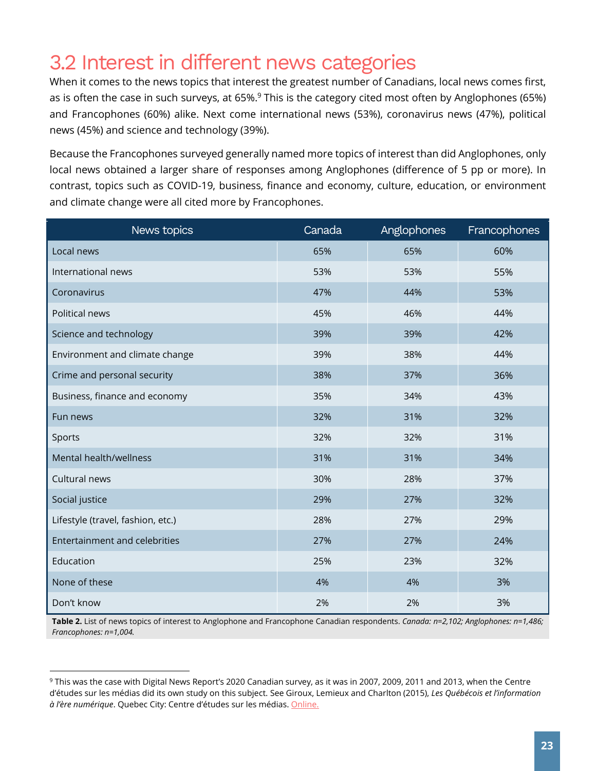## 3.2 Interest in different news categories

When it comes to the news topics that interest the greatest number of Canadians, local news comes first, as is often the case in such surveys, at 65%.[9] This is the category cited most often by Anglophones (65%) and Francophones (60%) alike. Next come international news (53%), coronavirus news (47%), political news (45%) and science and technology (39%).

Because the Francophones surveyed generally named more topics of interest than did Anglophones, only local news obtained a larger share of responses among Anglophones (difference of 5 pp or more). In contrast, topics such as COVID-19, business, finance and economy, culture, education, or environment and climate change were all cited more by Francophones.

| News topics | Canada | Anglophones | Francophones |
|---|---|---|---|
| Local news | 65% | 65% | 60% |
| International news | 53% | 53% | 55% |
| Coronavirus | 47% | 44% | 53% |
| Political news | 45% | 46% | 44% |
| Science and technology | 39% | 39% | 42% |
| Environment and climate change | 39% | 38% | 44% |
| Crime and personal security | 38% | 37% | 36% |
| Business, finance and economy | 35% | 34% | 43% |
| Fun news | 32% | 31% | 32% |
| Sports | 32% | 32% | 31% |
| Mental health/wellness | 31% | 31% | 34% |
| Cultural news | 30% | 28% | 37% |
| Social justice | 29% | 27% | 32% |
| Lifestyle (travel, fashion, etc.) | 28% | 27% | 29% |
| Entertainment and celebrities | 27% | 27% | 24% |
| Education | 25% | 23% | 32% |
| None of these | 4% | 4% | 3% |
| Don't know | 2% | 2% | 3% |

**Table 2.** List of news topics of interest to Anglophone and Francophone Canadian respondents. *Canada: n=2,102; Anglophones: n=1,486; Francophones: n=1,004.*

[9] This was the case with Digital News Report's 2020 Canadian survey, as it was in 2007, 2009, 2011 and 2013, when the Centre d'études sur les médias did its own study on this subject. See Giroux, Lemieux and Charlton (2015), *Les Québécois et l'information à l'ère numérique*. Quebec City: Centre d'études sur les médias. Online.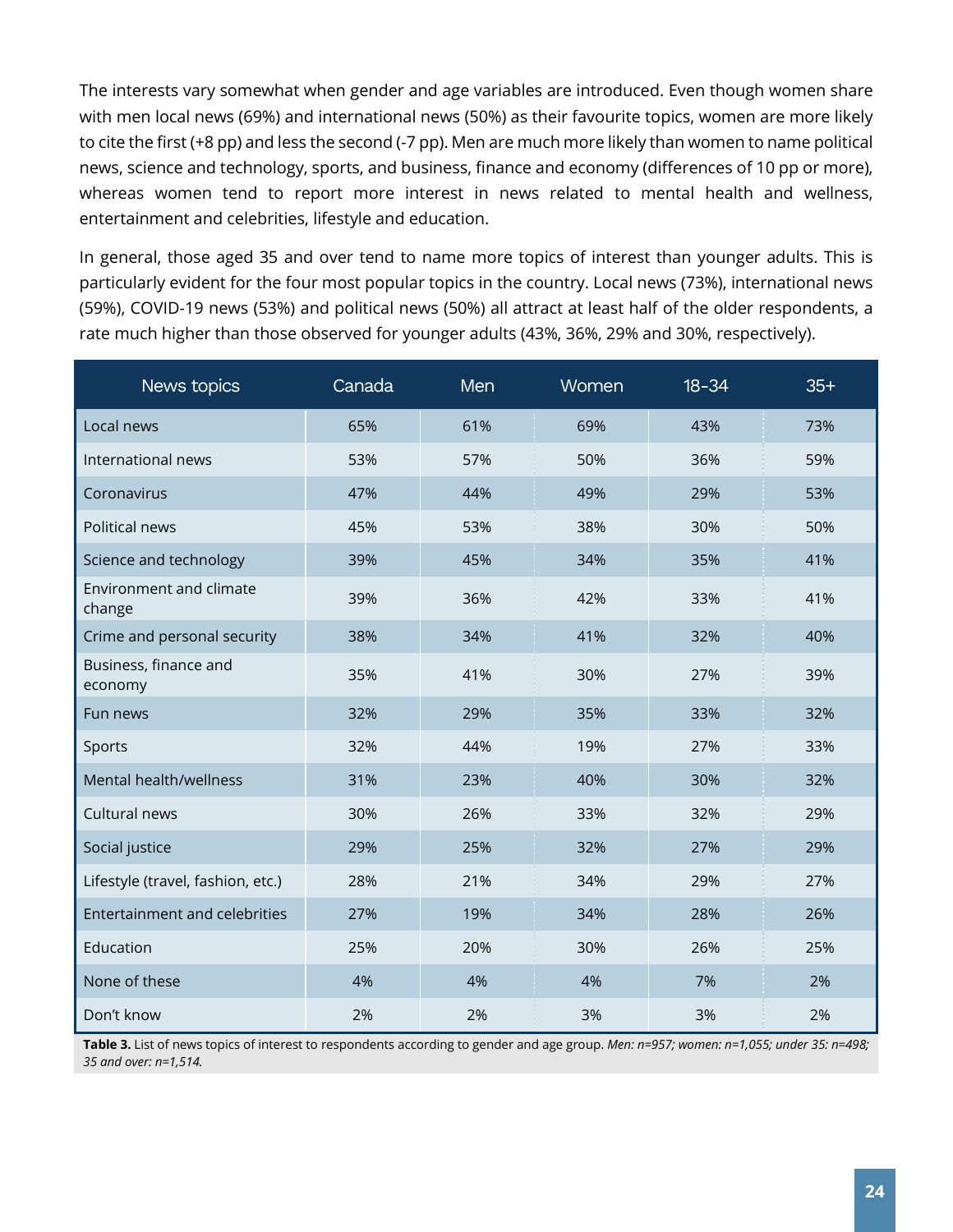The interests vary somewhat when gender and age variables are introduced. Even though women share with men local news (69%) and international news (50%) as their favourite topics, women are more likely to cite the first (+8 pp) and less the second (-7 pp). Men are much more likely than women to name political news, science and technology, sports, and business, finance and economy (differences of 10 pp or more), whereas women tend to report more interest in news related to mental health and wellness, entertainment and celebrities, lifestyle and education.

In general, those aged 35 and over tend to name more topics of interest than younger adults. This is particularly evident for the four most popular topics in the country. Local news (73%), international news (59%), COVID-19 news (53%) and political news (50%) all attract at least half of the older respondents, a rate much higher than those observed for younger adults (43%, 36%, 29% and 30%, respectively).

| News topics | Canada | Men | Women | 18-34 | 35+ |
|---|---|---|---|---|---|
| Local news | 65% | 61% | 69% | 43% | 73% |
| International news | 53% | 57% | 50% | 36% | 59% |
| Coronavirus | 47% | 44% | 49% | 29% | 53% |
| Political news | 45% | 53% | 38% | 30% | 50% |
| Science and technology | 39% | 45% | 34% | 35% | 41% |
| Environment and climate change | 39% | 36% | 42% | 33% | 41% |
| Crime and personal security | 38% | 34% | 41% | 32% | 40% |
| Business, finance and economy | 35% | 41% | 30% | 27% | 39% |
| Fun news | 32% | 29% | 35% | 33% | 32% |
| Sports | 32% | 44% | 19% | 27% | 33% |
| Mental health/wellness | 31% | 23% | 40% | 30% | 32% |
| Cultural news | 30% | 26% | 33% | 32% | 29% |
| Social justice | 29% | 25% | 32% | 27% | 29% |
| Lifestyle (travel, fashion, etc.) | 28% | 21% | 34% | 29% | 27% |
| Entertainment and celebrities | 27% | 19% | 34% | 28% | 26% |
| Education | 25% | 20% | 30% | 26% | 25% |
| None of these | 4% | 4% | 4% | 7% | 2% |
| Don't know | 2% | 2% | 3% | 3% | 2% |

**Table 3.** List of news topics of interest to respondents according to gender and age group. *Men: n=957; women: n=1,055; under 35: n=498; 35 and over: n=1,514.*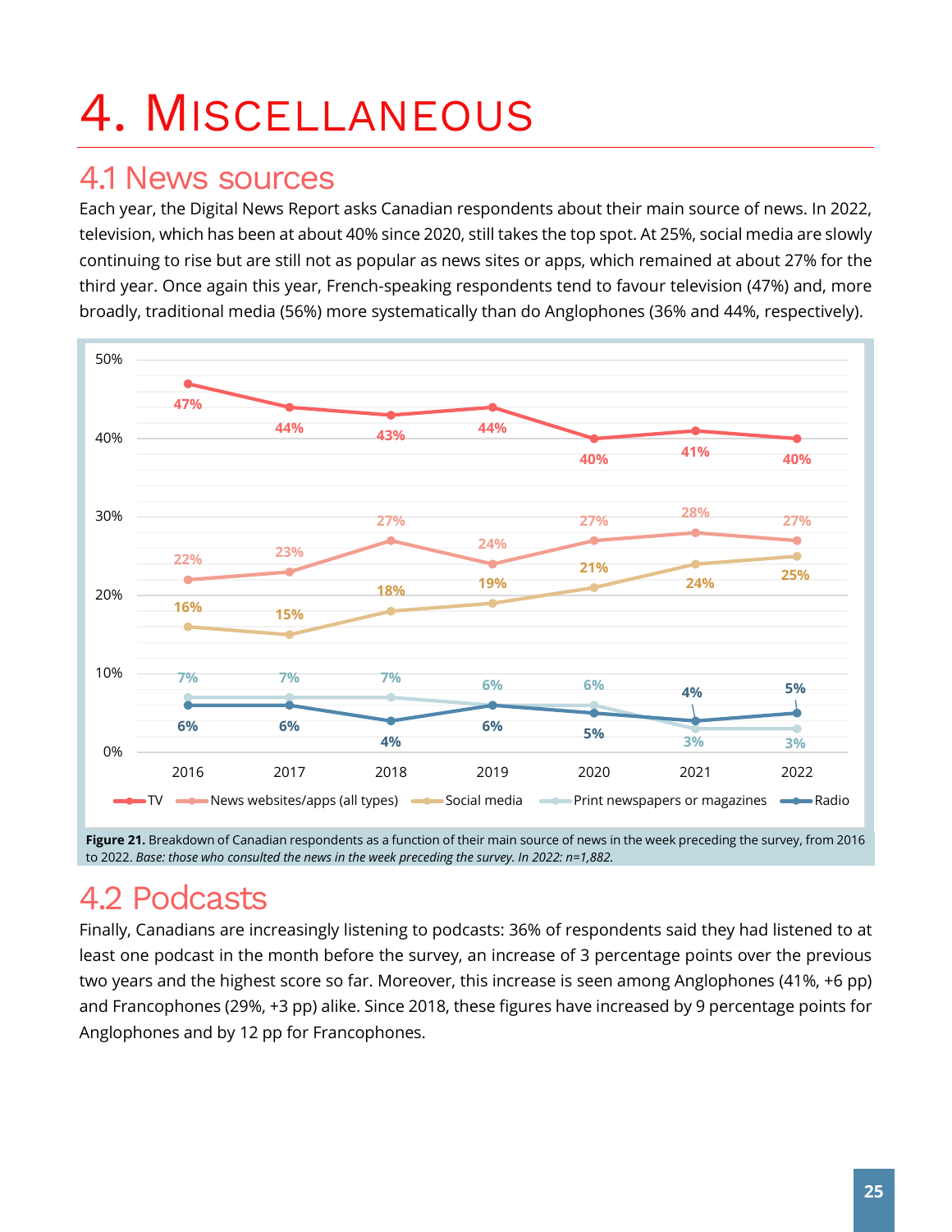# 4. Miscellaneous

## 4.1 News sources

Each year, the Digital News Report asks Canadian respondents about their main source of news. In 2022, television, which has been at about 40% since 2020, still takes the top spot. At 25%, social media are slowly continuing to rise but are still not as popular as news sites or apps, which remained at about 27% for the third year. Once again this year, French-speaking respondents tend to favour television (47%) and, more broadly, traditional media (56%) more systematically than do Anglophones (36% and 44%, respectively).

| | 2016 | 2017 | 2018 | 2019 | 2020 | 2021 | 2022 |
|---|---|---|---|---|---|---|---|
| TV | 47% | 44% | 43% | 44% | 40% | 41% | 40% |
| News websites/apps (all types) | 22% | 23% | 27% | 24% | 27% | 28% | 27% |
| Social media | 16% | 15% | 18% | 19% | 21% | 24% | 25% |
| Print newspapers or magazines | 7% | 7% | 7% | 6% | 6% | 3% | 3% |
| Radio | 6% | 6% | 4% | 6% | 5% | 4% | 5% |

**Figure 21.** Breakdown of Canadian respondents as a function of their main source of news in the week preceding the survey, from 2016 to 2022. *Base: those who consulted the news in the week preceding the survey. In 2022: n=1,882.*

## 4.2 Podcasts

Finally, Canadians are increasingly listening to podcasts: 36% of respondents said they had listened to at least one podcast in the month before the survey, an increase of 3 percentage points over the previous two years and the highest score so far. Moreover, this increase is seen among Anglophones (41%, +6 pp) and Francophones (29%, +3 pp) alike. Since 2018, these figures have increased by 9 percentage points for Anglophones and by 12 pp for Francophones.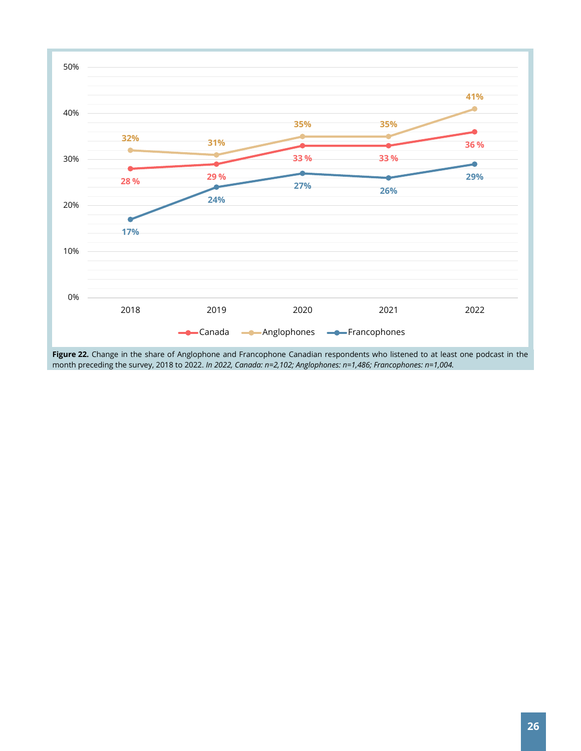| | 2018 | 2019 | 2020 | 2021 | 2022 |
|---|---|---|---|---|---|
| Canada | 28 % | 29 % | 33 % | 33 % | 36 % |
| Anglophones | 32% | 31% | 35% | 35% | 41% |
| Francophones | 17% | 24% | 27% | 26% | 29% |

**Figure 22.** Change in the share of Anglophone and Francophone Canadian respondents who listened to at least one podcast in the month preceding the survey, 2018 to 2022. *In 2022, Canada: n=2,102; Anglophones: n=1,486; Francophones: n=1,004.*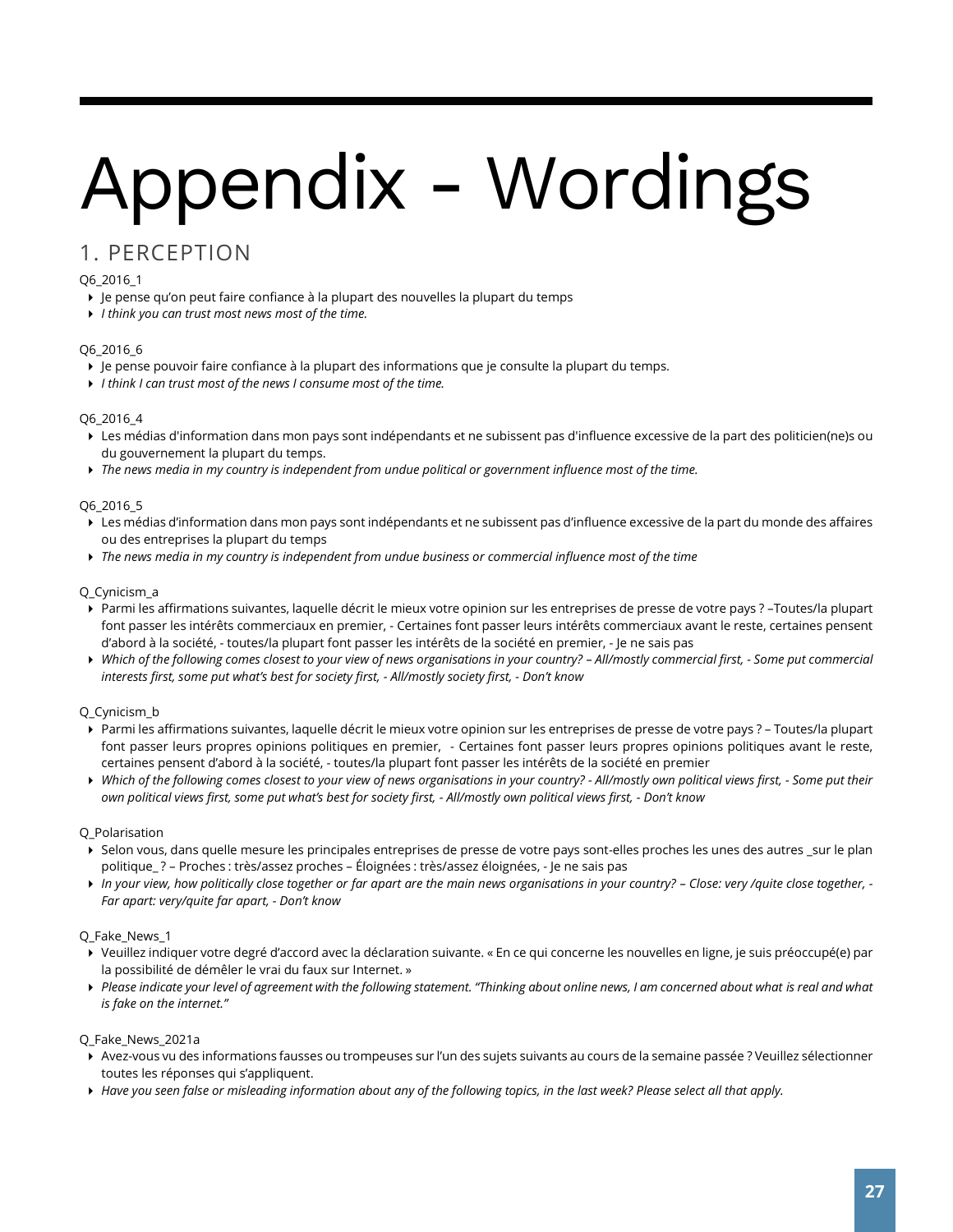# Appendix - Wordings

## 1. PERCEPTION

Q6_2016_1

- Je pense qu'on peut faire confiance à la plupart des nouvelles la plupart du temps
- *I think you can trust most news most of the time.*

Q6_2016_6

- Je pense pouvoir faire confiance à la plupart des informations que je consulte la plupart du temps.
- *I think I can trust most of the news I consume most of the time.*

Q6_2016_4

- Les médias d'information dans mon pays sont indépendants et ne subissent pas d'influence excessive de la part des politicien(ne)s ou du gouvernement la plupart du temps.
- *The news media in my country is independent from undue political or government influence most of the time.*

Q6_2016_5

- Les médias d'information dans mon pays sont indépendants et ne subissent pas d'influence excessive de la part du monde des affaires ou des entreprises la plupart du temps
- *The news media in my country is independent from undue business or commercial influence most of the time*

Q_Cynicism_a

- Parmi les affirmations suivantes, laquelle décrit le mieux votre opinion sur les entreprises de presse de votre pays ? –Toutes/la plupart font passer les intérêts commerciaux en premier, - Certaines font passer leurs intérêts commerciaux avant le reste, certaines pensent d'abord à la société, - toutes/la plupart font passer les intérêts de la société en premier, - Je ne sais pas
- *Which of the following comes closest to your view of news organisations in your country? – All/mostly commercial first, - Some put commercial interests first, some put what's best for society first, - All/mostly society first, - Don't know*

Q_Cynicism_b

- Parmi les affirmations suivantes, laquelle décrit le mieux votre opinion sur les entreprises de presse de votre pays ? – Toutes/la plupart font passer leurs propres opinions politiques en premier, - Certaines font passer leurs propres opinions politiques avant le reste, certaines pensent d'abord à la société, - toutes/la plupart font passer les intérêts de la société en premier
- *Which of the following comes closest to your view of news organisations in your country? - All/mostly own political views first, - Some put their own political views first, some put what's best for society first, - All/mostly own political views first, - Don't know*

Q_Polarisation

- Selon vous, dans quelle mesure les principales entreprises de presse de votre pays sont-elles proches les unes des autres _sur le plan politique_ ? – Proches : très/assez proches – Éloignées : très/assez éloignées, - Je ne sais pas
- *In your view, how politically close together or far apart are the main news organisations in your country? – Close: very /quite close together, - Far apart: very/quite far apart, - Don't know*

Q_Fake_News_1

- Veuillez indiquer votre degré d'accord avec la déclaration suivante. « En ce qui concerne les nouvelles en ligne, je suis préoccupé(e) par la possibilité de démêler le vrai du faux sur Internet. »
- *Please indicate your level of agreement with the following statement. "Thinking about online news, I am concerned about what is real and what is fake on the internet."*

Q_Fake_News_2021a

- Avez-vous vu des informations fausses ou trompeuses sur l'un des sujets suivants au cours de la semaine passée ? Veuillez sélectionner toutes les réponses qui s'appliquent.
- *Have you seen false or misleading information about any of the following topics, in the last week? Please select all that apply.*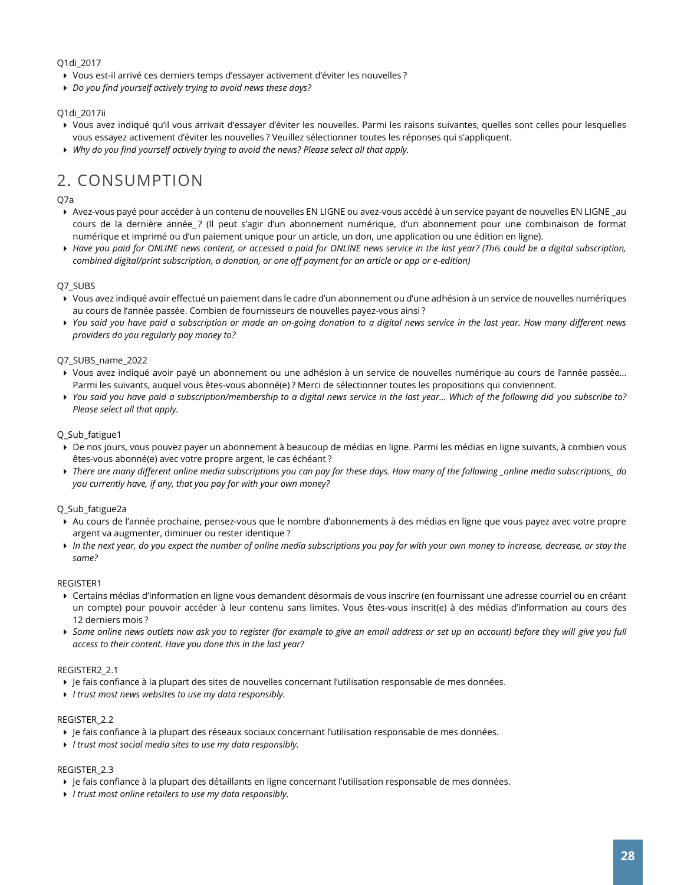Q1di_2017

- Vous est-il arrivé ces derniers temps d'essayer activement d'éviter les nouvelles ?
- *Do you find yourself actively trying to avoid news these days?*

Q1di_2017ii

- Vous avez indiqué qu'il vous arrivait d'essayer d'éviter les nouvelles. Parmi les raisons suivantes, quelles sont celles pour lesquelles vous essayez activement d'éviter les nouvelles ? Veuillez sélectionner toutes les réponses qui s'appliquent.
- *Why do you find yourself actively trying to avoid the news? Please select all that apply.*

## 2. CONSUMPTION

Q7a

- Avez-vous payé pour accéder à un contenu de nouvelles EN LIGNE ou avez-vous accédé à un service payant de nouvelles EN LIGNE _au cours de la dernière année_ ? (Il peut s'agir d'un abonnement numérique, d'un abonnement pour une combinaison de format numérique et imprimé ou d'un paiement unique pour un article, un don, une application ou une édition en ligne).
- *Have you paid for ONLINE news content, or accessed a paid for ONLINE news service in the last year? (This could be a digital subscription, combined digital/print subscription, a donation, or one off payment for an article or app or e-edition)*

Q7_SUBS

- Vous avez indiqué avoir effectué un paiement dans le cadre d'un abonnement ou d'une adhésion à un service de nouvelles numériques au cours de l'année passée. Combien de fournisseurs de nouvelles payez-vous ainsi ?
- *You said you have paid a subscription or made an on-going donation to a digital news service in the last year. How many different news providers do you regularly pay money to?*

Q7_SUBS_name_2022

- Vous avez indiqué avoir payé un abonnement ou une adhésion à un service de nouvelles numérique au cours de l'année passée… Parmi les suivants, auquel vous êtes-vous abonné(e) ? Merci de sélectionner toutes les propositions qui conviennent.
- *You said you have paid a subscription/membership to a digital news service in the last year… Which of the following did you subscribe to? Please select all that apply.*

Q_Sub_fatigue1

- De nos jours, vous pouvez payer un abonnement à beaucoup de médias en ligne. Parmi les médias en ligne suivants, à combien vous êtes-vous abonné(e) avec votre propre argent, le cas échéant ?
- *There are many different online media subscriptions you can pay for these days. How many of the following _online media subscriptions_ do you currently have, if any, that you pay for with your own money?*

Q_Sub_fatigue2a

- Au cours de l'année prochaine, pensez-vous que le nombre d'abonnements à des médias en ligne que vous payez avec votre propre argent va augmenter, diminuer ou rester identique ?
- *In the next year, do you expect the number of online media subscriptions you pay for with your own money to increase, decrease, or stay the same?*

REGISTER1

- Certains médias d'information en ligne vous demandent désormais de vous inscrire (en fournissant une adresse courriel ou en créant un compte) pour pouvoir accéder à leur contenu sans limites. Vous êtes-vous inscrit(e) à des médias d'information au cours des 12 derniers mois ?
- *Some online news outlets now ask you to register (for example to give an email address or set up an account) before they will give you full access to their content. Have you done this in the last year?*

REGISTER2_2.1

- Je fais confiance à la plupart des sites de nouvelles concernant l'utilisation responsable de mes données.
- *I trust most news websites to use my data responsibly.*

REGISTER_2.2

- Je fais confiance à la plupart des réseaux sociaux concernant l'utilisation responsable de mes données.
- *I trust most social media sites to use my data responsibly.*

REGISTER_2.3

- Je fais confiance à la plupart des détaillants en ligne concernant l'utilisation responsable de mes données.
- *I trust most online retailers to use my data responsibly.*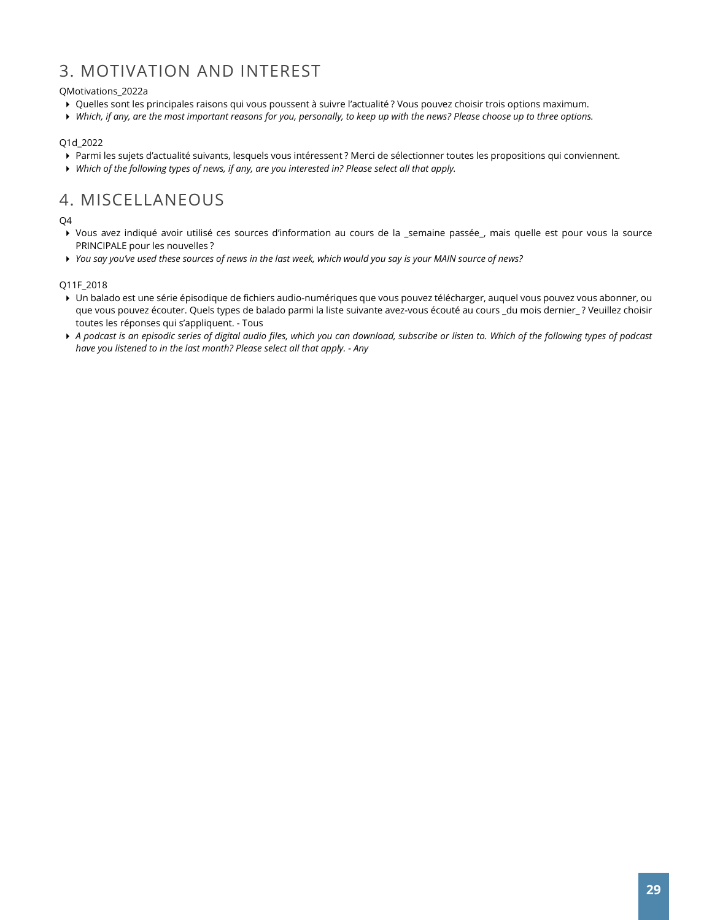## 3. MOTIVATION AND INTEREST

QMotivations_2022a

- Quelles sont les principales raisons qui vous poussent à suivre l'actualité ? Vous pouvez choisir trois options maximum.
- *Which, if any, are the most important reasons for you, personally, to keep up with the news? Please choose up to three options.*

Q1d_2022

- Parmi les sujets d'actualité suivants, lesquels vous intéressent ? Merci de sélectionner toutes les propositions qui conviennent.
- *Which of the following types of news, if any, are you interested in? Please select all that apply.*

## 4. MISCELLANEOUS

Q4

- Vous avez indiqué avoir utilisé ces sources d'information au cours de la _semaine passée_, mais quelle est pour vous la source PRINCIPALE pour les nouvelles ?
- *You say you've used these sources of news in the last week, which would you say is your MAIN source of news?*

Q11F_2018

- Un balado est une série épisodique de fichiers audio-numériques que vous pouvez télécharger, auquel vous pouvez vous abonner, ou que vous pouvez écouter. Quels types de balado parmi la liste suivante avez-vous écouté au cours _du mois dernier_ ? Veuillez choisir toutes les réponses qui s'appliquent. - Tous
- *A podcast is an episodic series of digital audio files, which you can download, subscribe or listen to. Which of the following types of podcast have you listened to in the last month? Please select all that apply. - Any*